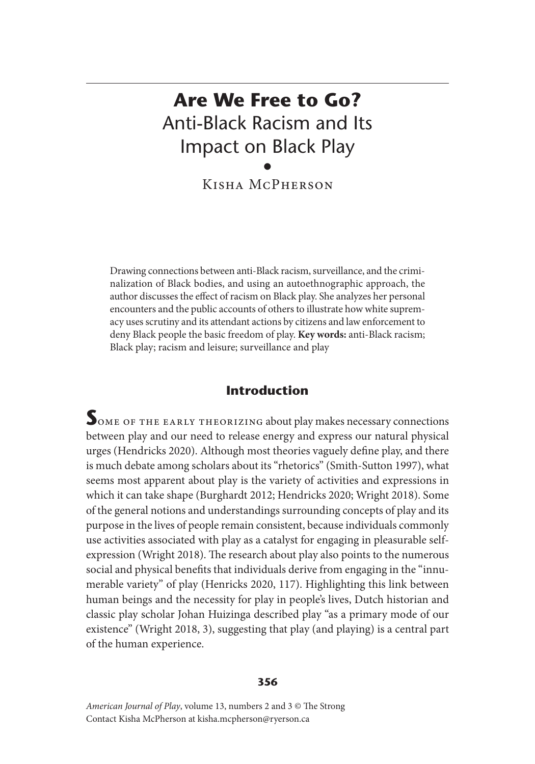# Are We Free to Go?

## Anti-Black Racism and Its Impact on Black Play

Kisha McPherson

Drawing connections between anti-Black racism, surveillance, and the criminalization of Black bodies, and using an autoethnographic approach, the author discusses the effect of racism on Black play. She analyzes her personal encounters and the public accounts of others to illustrate how white supremacy uses scrutiny and its attendant actions by citizens and law enforcement to deny Black people the basic freedom of play. **Key words:** anti-Black racism; Black play; racism and leisure; surveillance and play

## Introduction

Some of the early theorizing about play makes necessary connections between play and our need to release energy and express our natural physical urges (Hendricks 2020). Although most theories vaguely define play, and there is much debate among scholars about its "rhetorics" (Smith-Sutton 1997), what seems most apparent about play is the variety of activities and expressions in which it can take shape (Burghardt 2012; Hendricks 2020; Wright 2018). Some of the general notions and understandings surrounding concepts of play and its purpose in the lives of people remain consistent, because individuals commonly use activities associated with play as a catalyst for engaging in pleasurable self-expression (Wright 2018). The research about play also points to the numerous social and physical benefits that individuals derive from engaging in the "innumerable variety" of play (Henricks 2020, 117). Highlighting this link between human beings and the necessity for play in people's lives, Dutch historian and classic play scholar Johan Huizinga described play "as a primary mode of our existence" (Wright 2018, 3), suggesting that play (and playing) is a central part of the human experience.

*American Journal of Play*, volume 13, numbers 2 and 3 © The Strong
Contact Kisha McPherson at kisha.mcpherson@ryerson.ca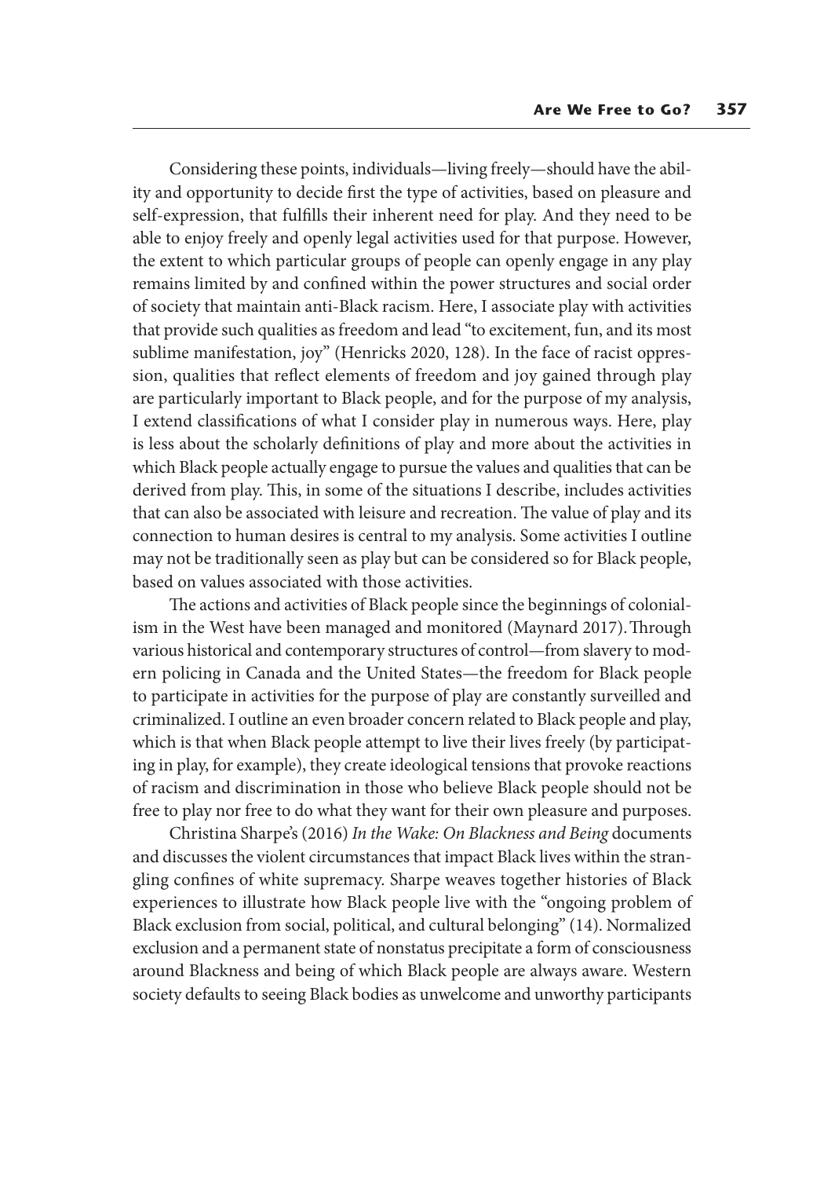Considering these points, individuals—living freely—should have the ability and opportunity to decide first the type of activities, based on pleasure and self-expression, that fulfills their inherent need for play. And they need to be able to enjoy freely and openly legal activities used for that purpose. However, the extent to which particular groups of people can openly engage in any play remains limited by and confined within the power structures and social order of society that maintain anti-Black racism. Here, I associate play with activities that provide such qualities as freedom and lead "to excitement, fun, and its most sublime manifestation, joy" (Henricks 2020, 128). In the face of racist oppression, qualities that reflect elements of freedom and joy gained through play are particularly important to Black people, and for the purpose of my analysis, I extend classifications of what I consider play in numerous ways. Here, play is less about the scholarly definitions of play and more about the activities in which Black people actually engage to pursue the values and qualities that can be derived from play. This, in some of the situations I describe, includes activities that can also be associated with leisure and recreation. The value of play and its connection to human desires is central to my analysis. Some activities I outline may not be traditionally seen as play but can be considered so for Black people, based on values associated with those activities.

The actions and activities of Black people since the beginnings of colonialism in the West have been managed and monitored (Maynard 2017). Through various historical and contemporary structures of control—from slavery to modern policing in Canada and the United States—the freedom for Black people to participate in activities for the purpose of play are constantly surveilled and criminalized. I outline an even broader concern related to Black people and play, which is that when Black people attempt to live their lives freely (by participating in play, for example), they create ideological tensions that provoke reactions of racism and discrimination in those who believe Black people should not be free to play nor free to do what they want for their own pleasure and purposes.

Christina Sharpe's (2016) *In the Wake: On Blackness and Being* documents and discusses the violent circumstances that impact Black lives within the strangling confines of white supremacy. Sharpe weaves together histories of Black experiences to illustrate how Black people live with the "ongoing problem of Black exclusion from social, political, and cultural belonging" (14). Normalized exclusion and a permanent state of nonstatus precipitate a form of consciousness around Blackness and being of which Black people are always aware. Western society defaults to seeing Black bodies as unwelcome and unworthy participants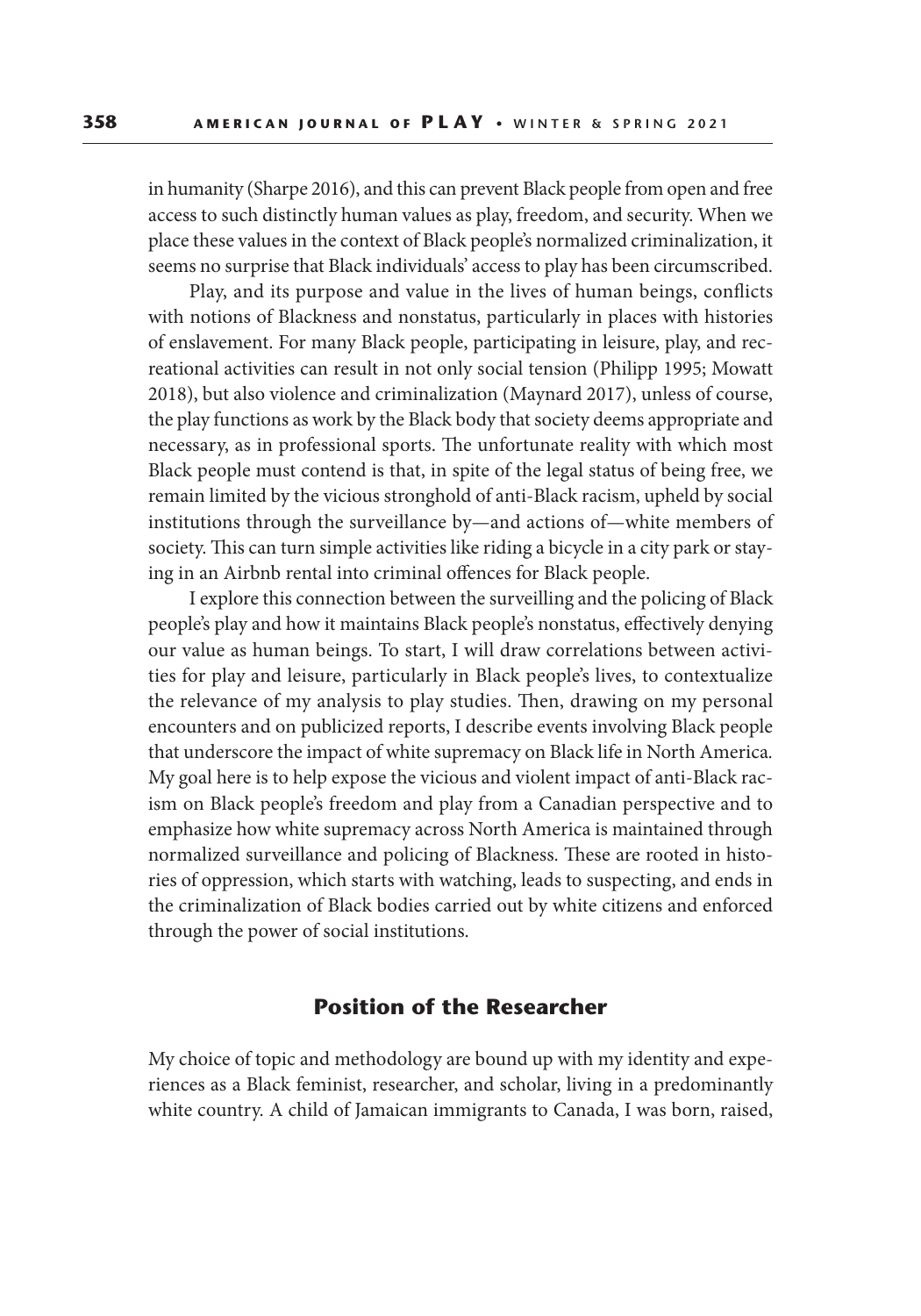in humanity (Sharpe 2016), and this can prevent Black people from open and free access to such distinctly human values as play, freedom, and security. When we place these values in the context of Black people's normalized criminalization, it seems no surprise that Black individuals' access to play has been circumscribed.

Play, and its purpose and value in the lives of human beings, conflicts with notions of Blackness and nonstatus, particularly in places with histories of enslavement. For many Black people, participating in leisure, play, and recreational activities can result in not only social tension (Philipp 1995; Mowatt 2018), but also violence and criminalization (Maynard 2017), unless of course, the play functions as work by the Black body that society deems appropriate and necessary, as in professional sports. The unfortunate reality with which most Black people must contend is that, in spite of the legal status of being free, we remain limited by the vicious stronghold of anti-Black racism, upheld by social institutions through the surveillance by—and actions of—white members of society. This can turn simple activities like riding a bicycle in a city park or staying in an Airbnb rental into criminal offences for Black people.

I explore this connection between the surveilling and the policing of Black people's play and how it maintains Black people's nonstatus, effectively denying our value as human beings. To start, I will draw correlations between activities for play and leisure, particularly in Black people's lives, to contextualize the relevance of my analysis to play studies. Then, drawing on my personal encounters and on publicized reports, I describe events involving Black people that underscore the impact of white supremacy on Black life in North America. My goal here is to help expose the vicious and violent impact of anti-Black racism on Black people's freedom and play from a Canadian perspective and to emphasize how white supremacy across North America is maintained through normalized surveillance and policing of Blackness. These are rooted in histories of oppression, which starts with watching, leads to suspecting, and ends in the criminalization of Black bodies carried out by white citizens and enforced through the power of social institutions.

## Position of the Researcher

My choice of topic and methodology are bound up with my identity and experiences as a Black feminist, researcher, and scholar, living in a predominantly white country. A child of Jamaican immigrants to Canada, I was born, raised,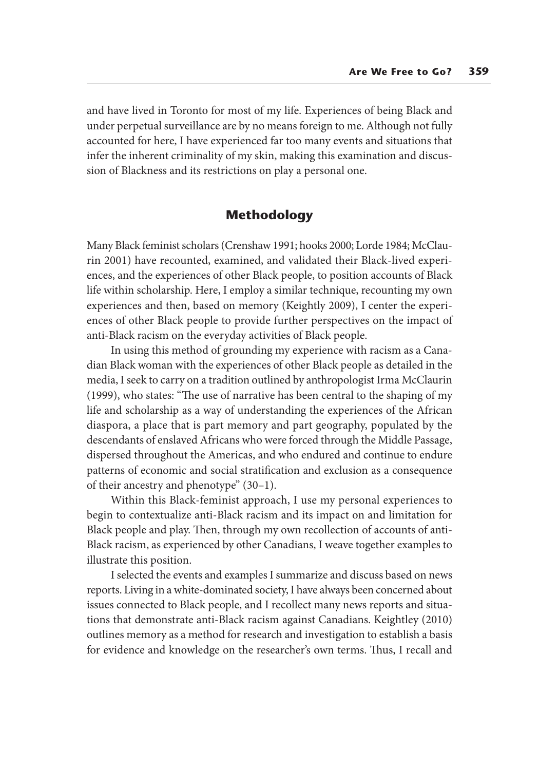and have lived in Toronto for most of my life. Experiences of being Black and under perpetual surveillance are by no means foreign to me. Although not fully accounted for here, I have experienced far too many events and situations that infer the inherent criminality of my skin, making this examination and discussion of Blackness and its restrictions on play a personal one.

## Methodology

Many Black feminist scholars (Crenshaw 1991; hooks 2000; Lorde 1984; McClaurin 2001) have recounted, examined, and validated their Black-lived experiences, and the experiences of other Black people, to position accounts of Black life within scholarship. Here, I employ a similar technique, recounting my own experiences and then, based on memory (Keightly 2009), I center the experiences of other Black people to provide further perspectives on the impact of anti-Black racism on the everyday activities of Black people.

In using this method of grounding my experience with racism as a Canadian Black woman with the experiences of other Black people as detailed in the media, I seek to carry on a tradition outlined by anthropologist Irma McClaurin (1999), who states: "The use of narrative has been central to the shaping of my life and scholarship as a way of understanding the experiences of the African diaspora, a place that is part memory and part geography, populated by the descendants of enslaved Africans who were forced through the Middle Passage, dispersed throughout the Americas, and who endured and continue to endure patterns of economic and social stratification and exclusion as a consequence of their ancestry and phenotype" (30–1).

Within this Black-feminist approach, I use my personal experiences to begin to contextualize anti-Black racism and its impact on and limitation for Black people and play. Then, through my own recollection of accounts of anti-Black racism, as experienced by other Canadians, I weave together examples to illustrate this position.

I selected the events and examples I summarize and discuss based on news reports. Living in a white-dominated society, I have always been concerned about issues connected to Black people, and I recollect many news reports and situations that demonstrate anti-Black racism against Canadians. Keightley (2010) outlines memory as a method for research and investigation to establish a basis for evidence and knowledge on the researcher's own terms. Thus, I recall and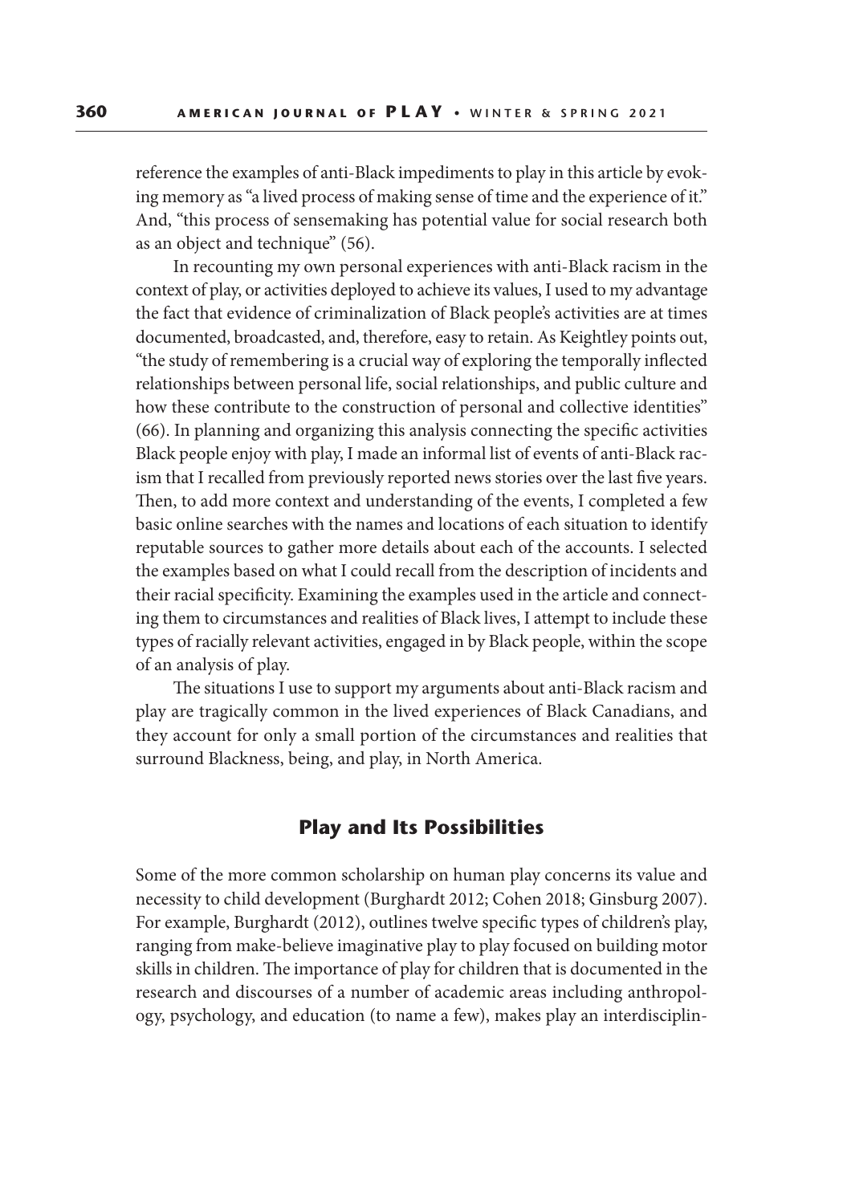reference the examples of anti-Black impediments to play in this article by evoking memory as "a lived process of making sense of time and the experience of it." And, "this process of sensemaking has potential value for social research both as an object and technique" (56).

In recounting my own personal experiences with anti-Black racism in the context of play, or activities deployed to achieve its values, I used to my advantage the fact that evidence of criminalization of Black people's activities are at times documented, broadcasted, and, therefore, easy to retain. As Keightley points out, "the study of remembering is a crucial way of exploring the temporally inflected relationships between personal life, social relationships, and public culture and how these contribute to the construction of personal and collective identities" (66). In planning and organizing this analysis connecting the specific activities Black people enjoy with play, I made an informal list of events of anti-Black racism that I recalled from previously reported news stories over the last five years. Then, to add more context and understanding of the events, I completed a few basic online searches with the names and locations of each situation to identify reputable sources to gather more details about each of the accounts. I selected the examples based on what I could recall from the description of incidents and their racial specificity. Examining the examples used in the article and connecting them to circumstances and realities of Black lives, I attempt to include these types of racially relevant activities, engaged in by Black people, within the scope of an analysis of play.

The situations I use to support my arguments about anti-Black racism and play are tragically common in the lived experiences of Black Canadians, and they account for only a small portion of the circumstances and realities that surround Blackness, being, and play, in North America.

## Play and Its Possibilities

Some of the more common scholarship on human play concerns its value and necessity to child development (Burghardt 2012; Cohen 2018; Ginsburg 2007). For example, Burghardt (2012), outlines twelve specific types of children's play, ranging from make-believe imaginative play to play focused on building motor skills in children. The importance of play for children that is documented in the research and discourses of a number of academic areas including anthropology, psychology, and education (to name a few), makes play an interdisciplin-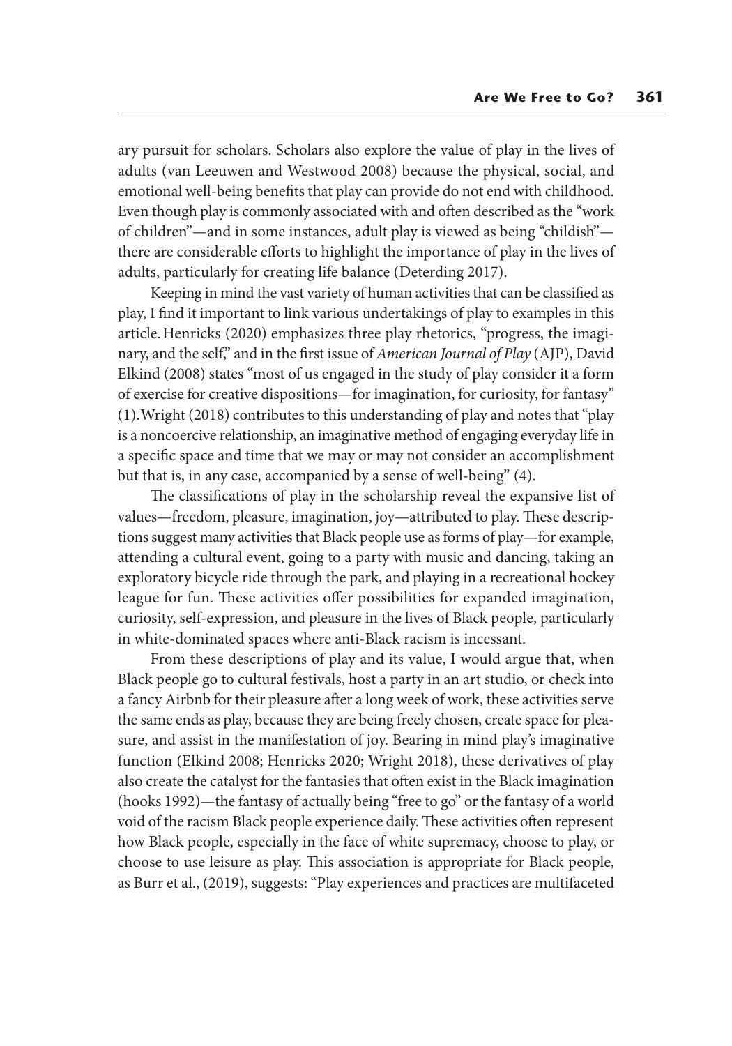ary pursuit for scholars. Scholars also explore the value of play in the lives of adults (van Leeuwen and Westwood 2008) because the physical, social, and emotional well-being benefits that play can provide do not end with childhood. Even though play is commonly associated with and often described as the "work of children"—and in some instances, adult play is viewed as being "childish"—there are considerable efforts to highlight the importance of play in the lives of adults, particularly for creating life balance (Deterding 2017).

Keeping in mind the vast variety of human activities that can be classified as play, I find it important to link various undertakings of play to examples in this article. Henricks (2020) emphasizes three play rhetorics, "progress, the imaginary, and the self," and in the first issue of *American Journal of Play* (AJP), David Elkind (2008) states "most of us engaged in the study of play consider it a form of exercise for creative dispositions—for imagination, for curiosity, for fantasy" (1). Wright (2018) contributes to this understanding of play and notes that "play is a noncoercive relationship, an imaginative method of engaging everyday life in a specific space and time that we may or may not consider an accomplishment but that is, in any case, accompanied by a sense of well-being" (4).

The classifications of play in the scholarship reveal the expansive list of values—freedom, pleasure, imagination, joy—attributed to play. These descriptions suggest many activities that Black people use as forms of play—for example, attending a cultural event, going to a party with music and dancing, taking an exploratory bicycle ride through the park, and playing in a recreational hockey league for fun. These activities offer possibilities for expanded imagination, curiosity, self-expression, and pleasure in the lives of Black people, particularly in white-dominated spaces where anti-Black racism is incessant.

From these descriptions of play and its value, I would argue that, when Black people go to cultural festivals, host a party in an art studio, or check into a fancy Airbnb for their pleasure after a long week of work, these activities serve the same ends as play, because they are being freely chosen, create space for pleasure, and assist in the manifestation of joy. Bearing in mind play's imaginative function (Elkind 2008; Henricks 2020; Wright 2018), these derivatives of play also create the catalyst for the fantasies that often exist in the Black imagination (hooks 1992)—the fantasy of actually being "free to go" or the fantasy of a world void of the racism Black people experience daily. These activities often represent how Black people, especially in the face of white supremacy, choose to play, or choose to use leisure as play. This association is appropriate for Black people, as Burr et al., (2019), suggests: "Play experiences and practices are multifaceted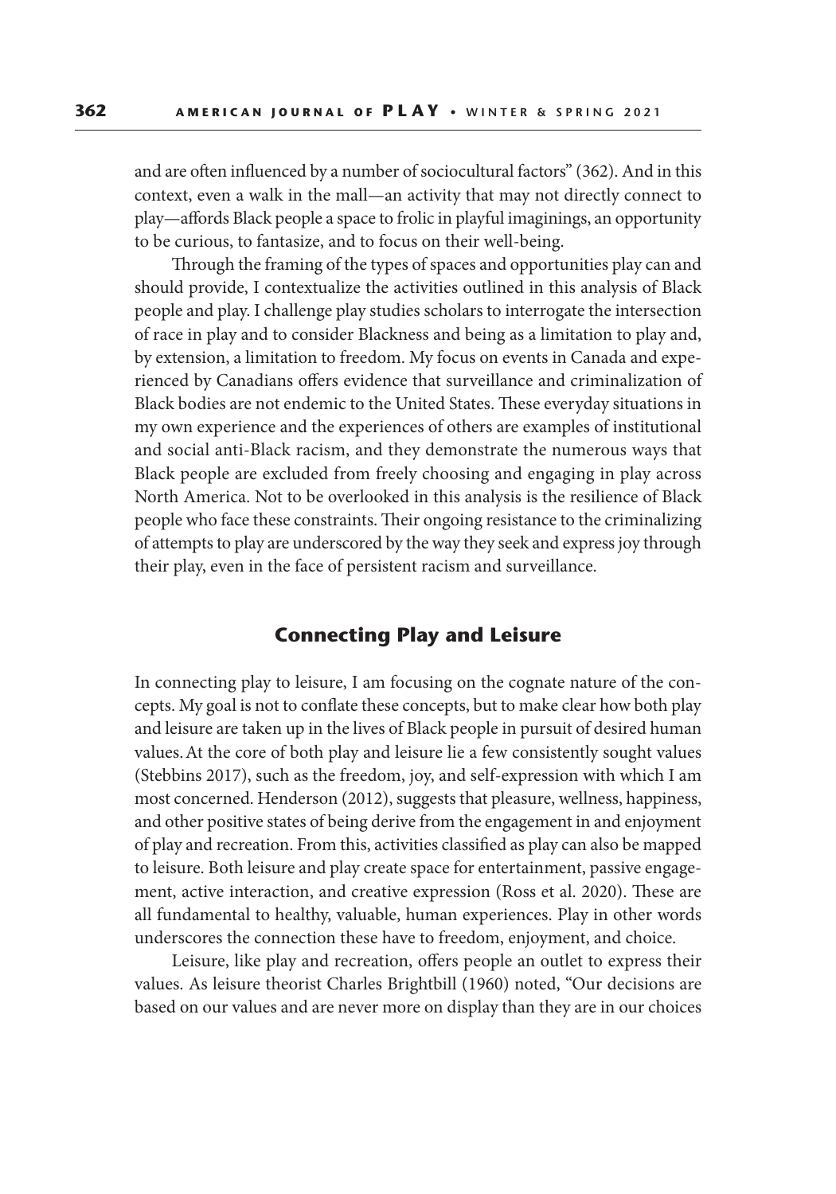and are often influenced by a number of sociocultural factors" (362). And in this context, even a walk in the mall—an activity that may not directly connect to play—affords Black people a space to frolic in playful imaginings, an opportunity to be curious, to fantasize, and to focus on their well-being.

Through the framing of the types of spaces and opportunities play can and should provide, I contextualize the activities outlined in this analysis of Black people and play. I challenge play studies scholars to interrogate the intersection of race in play and to consider Blackness and being as a limitation to play and, by extension, a limitation to freedom. My focus on events in Canada and experienced by Canadians offers evidence that surveillance and criminalization of Black bodies are not endemic to the United States. These everyday situations in my own experience and the experiences of others are examples of institutional and social anti-Black racism, and they demonstrate the numerous ways that Black people are excluded from freely choosing and engaging in play across North America. Not to be overlooked in this analysis is the resilience of Black people who face these constraints. Their ongoing resistance to the criminalizing of attempts to play are underscored by the way they seek and express joy through their play, even in the face of persistent racism and surveillance.

## Connecting Play and Leisure

In connecting play to leisure, I am focusing on the cognate nature of the concepts. My goal is not to conflate these concepts, but to make clear how both play and leisure are taken up in the lives of Black people in pursuit of desired human values. At the core of both play and leisure lie a few consistently sought values (Stebbins 2017), such as the freedom, joy, and self-expression with which I am most concerned. Henderson (2012), suggests that pleasure, wellness, happiness, and other positive states of being derive from the engagement in and enjoyment of play and recreation. From this, activities classified as play can also be mapped to leisure. Both leisure and play create space for entertainment, passive engagement, active interaction, and creative expression (Ross et al. 2020). These are all fundamental to healthy, valuable, human experiences. Play in other words underscores the connection these have to freedom, enjoyment, and choice.

Leisure, like play and recreation, offers people an outlet to express their values. As leisure theorist Charles Brightbill (1960) noted, "Our decisions are based on our values and are never more on display than they are in our choices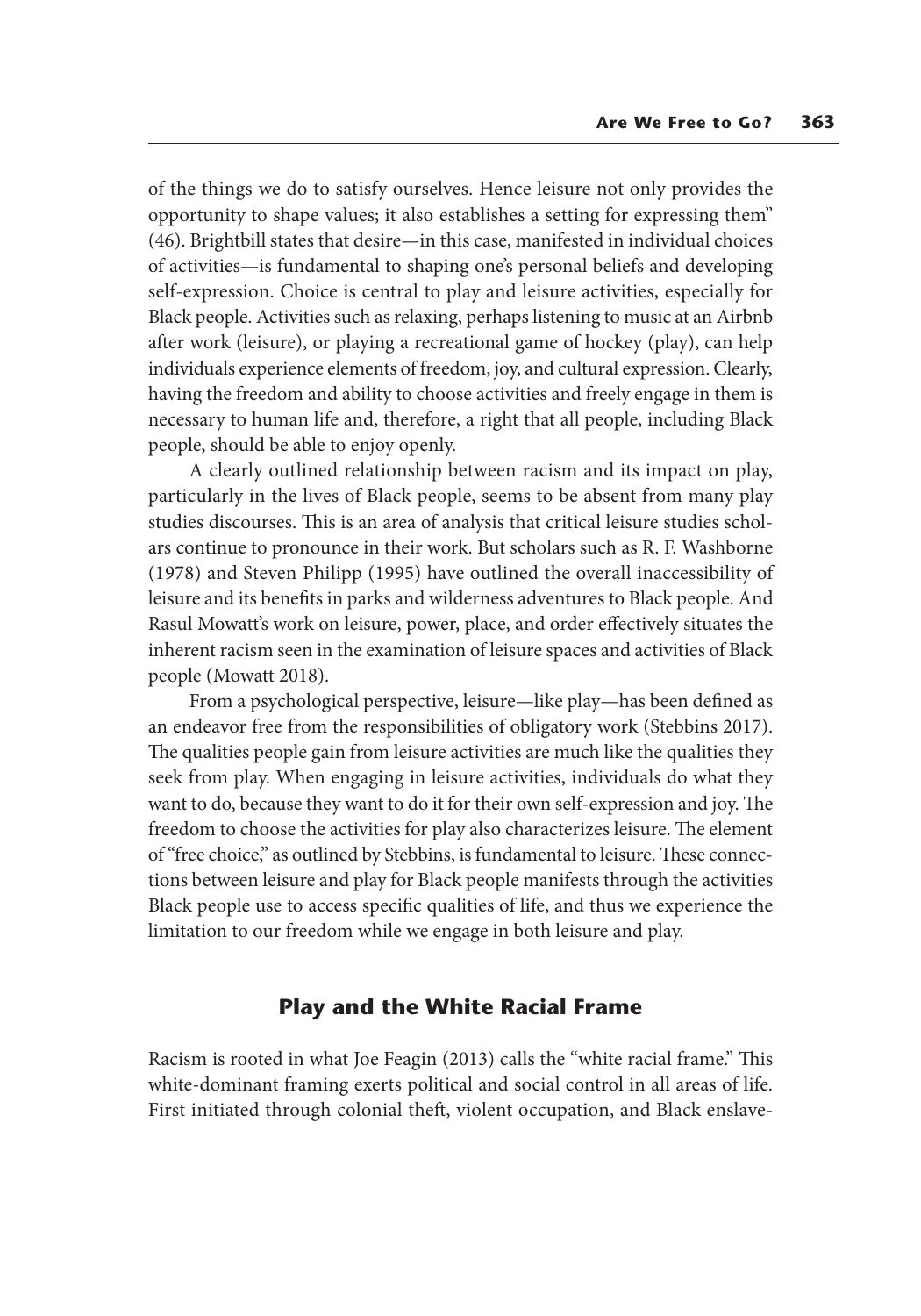of the things we do to satisfy ourselves. Hence leisure not only provides the opportunity to shape values; it also establishes a setting for expressing them" (46). Brightbill states that desire—in this case, manifested in individual choices of activities—is fundamental to shaping one's personal beliefs and developing self-expression. Choice is central to play and leisure activities, especially for Black people. Activities such as relaxing, perhaps listening to music at an Airbnb after work (leisure), or playing a recreational game of hockey (play), can help individuals experience elements of freedom, joy, and cultural expression. Clearly, having the freedom and ability to choose activities and freely engage in them is necessary to human life and, therefore, a right that all people, including Black people, should be able to enjoy openly.

A clearly outlined relationship between racism and its impact on play, particularly in the lives of Black people, seems to be absent from many play studies discourses. This is an area of analysis that critical leisure studies scholars continue to pronounce in their work. But scholars such as R. F. Washborne (1978) and Steven Philipp (1995) have outlined the overall inaccessibility of leisure and its benefits in parks and wilderness adventures to Black people. And Rasul Mowatt's work on leisure, power, place, and order effectively situates the inherent racism seen in the examination of leisure spaces and activities of Black people (Mowatt 2018).

From a psychological perspective, leisure—like play—has been defined as an endeavor free from the responsibilities of obligatory work (Stebbins 2017). The qualities people gain from leisure activities are much like the qualities they seek from play. When engaging in leisure activities, individuals do what they want to do, because they want to do it for their own self-expression and joy. The freedom to choose the activities for play also characterizes leisure. The element of "free choice," as outlined by Stebbins, is fundamental to leisure. These connections between leisure and play for Black people manifests through the activities Black people use to access specific qualities of life, and thus we experience the limitation to our freedom while we engage in both leisure and play.

## Play and the White Racial Frame

Racism is rooted in what Joe Feagin (2013) calls the "white racial frame." This white-dominant framing exerts political and social control in all areas of life. First initiated through colonial theft, violent occupation, and Black enslave-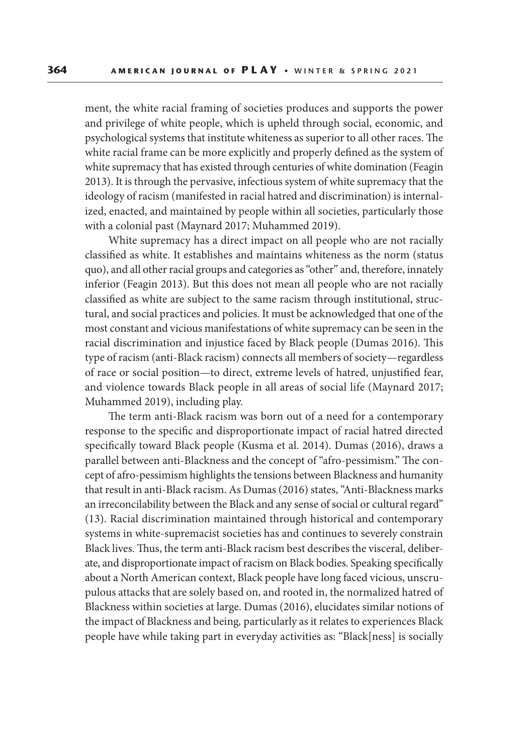ment, the white racial framing of societies produces and supports the power and privilege of white people, which is upheld through social, economic, and psychological systems that institute whiteness as superior to all other races. The white racial frame can be more explicitly and properly defined as the system of white supremacy that has existed through centuries of white domination (Feagin 2013). It is through the pervasive, infectious system of white supremacy that the ideology of racism (manifested in racial hatred and discrimination) is internalized, enacted, and maintained by people within all societies, particularly those with a colonial past (Maynard 2017; Muhammed 2019).

White supremacy has a direct impact on all people who are not racially classified as white. It establishes and maintains whiteness as the norm (status quo), and all other racial groups and categories as "other" and, therefore, innately inferior (Feagin 2013). But this does not mean all people who are not racially classified as white are subject to the same racism through institutional, structural, and social practices and policies. It must be acknowledged that one of the most constant and vicious manifestations of white supremacy can be seen in the racial discrimination and injustice faced by Black people (Dumas 2016). This type of racism (anti-Black racism) connects all members of society—regardless of race or social position—to direct, extreme levels of hatred, unjustified fear, and violence towards Black people in all areas of social life (Maynard 2017; Muhammed 2019), including play.

The term anti-Black racism was born out of a need for a contemporary response to the specific and disproportionate impact of racial hatred directed specifically toward Black people (Kusma et al. 2014). Dumas (2016), draws a parallel between anti-Blackness and the concept of "afro-pessimism." The concept of afro-pessimism highlights the tensions between Blackness and humanity that result in anti-Black racism. As Dumas (2016) states, "Anti-Blackness marks an irreconcilability between the Black and any sense of social or cultural regard" (13). Racial discrimination maintained through historical and contemporary systems in white-supremacist societies has and continues to severely constrain Black lives. Thus, the term anti-Black racism best describes the visceral, deliberate, and disproportionate impact of racism on Black bodies. Speaking specifically about a North American context, Black people have long faced vicious, unscrupulous attacks that are solely based on, and rooted in, the normalized hatred of Blackness within societies at large. Dumas (2016), elucidates similar notions of the impact of Blackness and being, particularly as it relates to experiences Black people have while taking part in everyday activities as: "Black[ness] is socially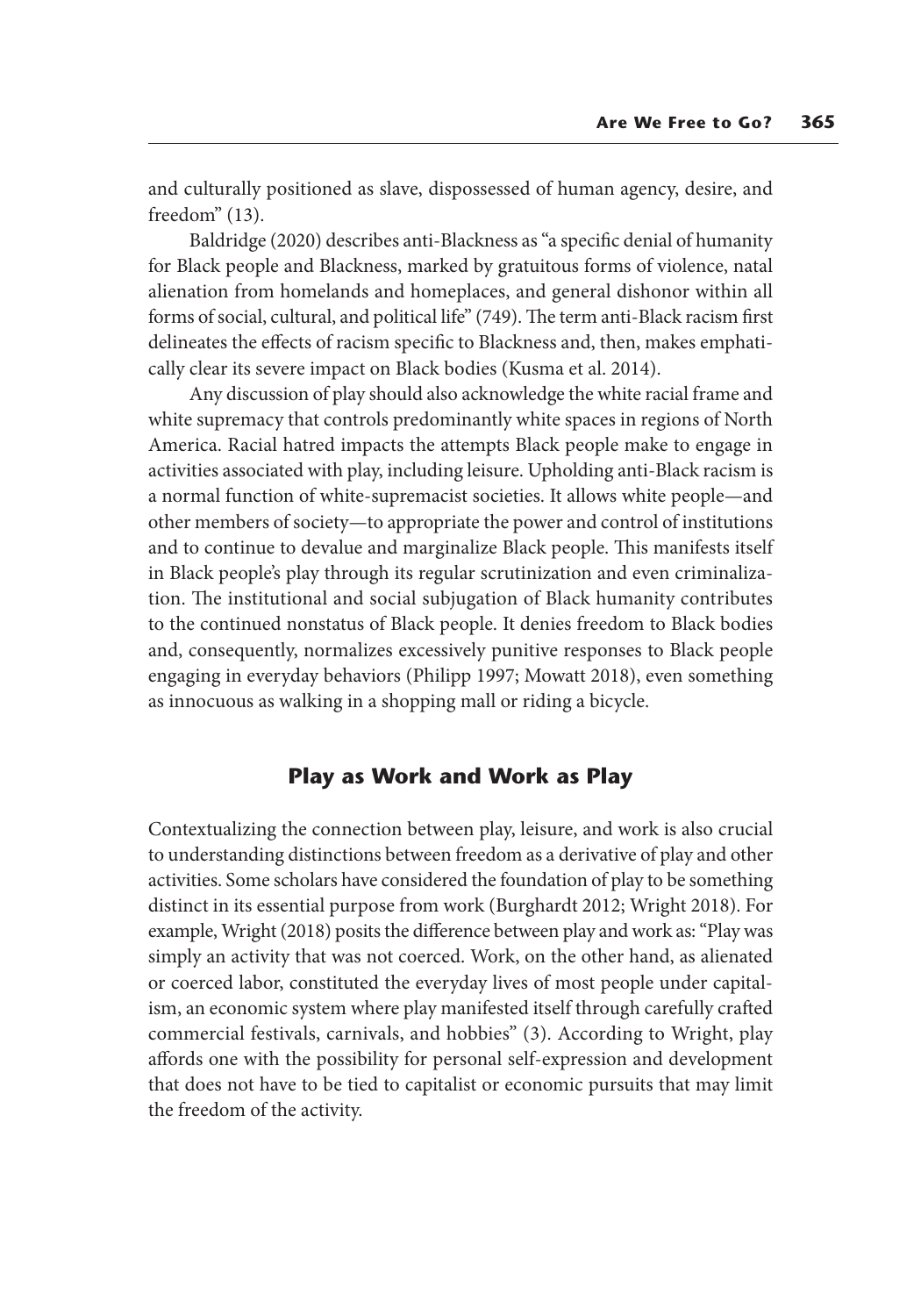and culturally positioned as slave, dispossessed of human agency, desire, and freedom" (13).

Baldridge (2020) describes anti-Blackness as "a specific denial of humanity for Black people and Blackness, marked by gratuitous forms of violence, natal alienation from homelands and homeplaces, and general dishonor within all forms of social, cultural, and political life" (749). The term anti-Black racism first delineates the effects of racism specific to Blackness and, then, makes emphatically clear its severe impact on Black bodies (Kusma et al. 2014).

Any discussion of play should also acknowledge the white racial frame and white supremacy that controls predominantly white spaces in regions of North America. Racial hatred impacts the attempts Black people make to engage in activities associated with play, including leisure. Upholding anti-Black racism is a normal function of white-supremacist societies. It allows white people—and other members of society—to appropriate the power and control of institutions and to continue to devalue and marginalize Black people. This manifests itself in Black people's play through its regular scrutinization and even criminalization. The institutional and social subjugation of Black humanity contributes to the continued nonstatus of Black people. It denies freedom to Black bodies and, consequently, normalizes excessively punitive responses to Black people engaging in everyday behaviors (Philipp 1997; Mowatt 2018), even something as innocuous as walking in a shopping mall or riding a bicycle.

## Play as Work and Work as Play

Contextualizing the connection between play, leisure, and work is also crucial to understanding distinctions between freedom as a derivative of play and other activities. Some scholars have considered the foundation of play to be something distinct in its essential purpose from work (Burghardt 2012; Wright 2018). For example, Wright (2018) posits the difference between play and work as: "Play was simply an activity that was not coerced. Work, on the other hand, as alienated or coerced labor, constituted the everyday lives of most people under capitalism, an economic system where play manifested itself through carefully crafted commercial festivals, carnivals, and hobbies" (3). According to Wright, play affords one with the possibility for personal self-expression and development that does not have to be tied to capitalist or economic pursuits that may limit the freedom of the activity.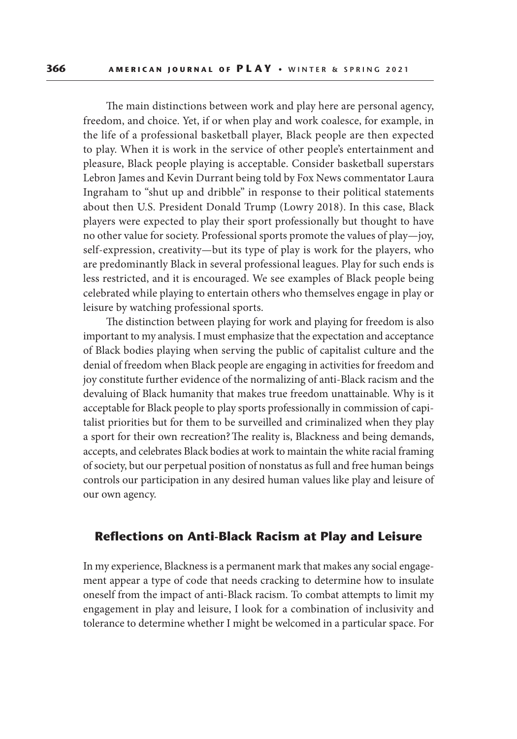The main distinctions between work and play here are personal agency, freedom, and choice. Yet, if or when play and work coalesce, for example, in the life of a professional basketball player, Black people are then expected to play. When it is work in the service of other people's entertainment and pleasure, Black people playing is acceptable. Consider basketball superstars Lebron James and Kevin Durrant being told by Fox News commentator Laura Ingraham to "shut up and dribble" in response to their political statements about then U.S. President Donald Trump (Lowry 2018). In this case, Black players were expected to play their sport professionally but thought to have no other value for society. Professional sports promote the values of play—joy, self-expression, creativity—but its type of play is work for the players, who are predominantly Black in several professional leagues. Play for such ends is less restricted, and it is encouraged. We see examples of Black people being celebrated while playing to entertain others who themselves engage in play or leisure by watching professional sports.

The distinction between playing for work and playing for freedom is also important to my analysis. I must emphasize that the expectation and acceptance of Black bodies playing when serving the public of capitalist culture and the denial of freedom when Black people are engaging in activities for freedom and joy constitute further evidence of the normalizing of anti-Black racism and the devaluing of Black humanity that makes true freedom unattainable. Why is it acceptable for Black people to play sports professionally in commission of capitalist priorities but for them to be surveilled and criminalized when they play a sport for their own recreation? The reality is, Blackness and being demands, accepts, and celebrates Black bodies at work to maintain the white racial framing of society, but our perpetual position of nonstatus as full and free human beings controls our participation in any desired human values like play and leisure of our own agency.

## Reflections on Anti-Black Racism at Play and Leisure

In my experience, Blackness is a permanent mark that makes any social engagement appear a type of code that needs cracking to determine how to insulate oneself from the impact of anti-Black racism. To combat attempts to limit my engagement in play and leisure, I look for a combination of inclusivity and tolerance to determine whether I might be welcomed in a particular space. For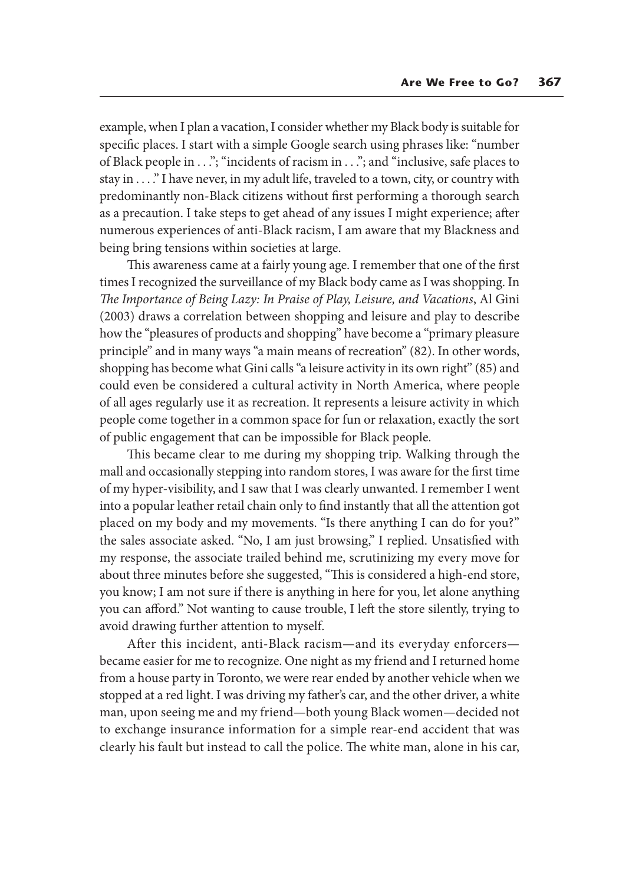example, when I plan a vacation, I consider whether my Black body is suitable for specific places. I start with a simple Google search using phrases like: "number of Black people in . . ."; "incidents of racism in . . ."; and "inclusive, safe places to stay in . . . ." I have never, in my adult life, traveled to a town, city, or country with predominantly non-Black citizens without first performing a thorough search as a precaution. I take steps to get ahead of any issues I might experience; after numerous experiences of anti-Black racism, I am aware that my Blackness and being bring tensions within societies at large.

This awareness came at a fairly young age. I remember that one of the first times I recognized the surveillance of my Black body came as I was shopping. In *The Importance of Being Lazy: In Praise of Play, Leisure, and Vacations*, Al Gini (2003) draws a correlation between shopping and leisure and play to describe how the "pleasures of products and shopping" have become a "primary pleasure principle" and in many ways "a main means of recreation" (82). In other words, shopping has become what Gini calls "a leisure activity in its own right" (85) and could even be considered a cultural activity in North America, where people of all ages regularly use it as recreation. It represents a leisure activity in which people come together in a common space for fun or relaxation, exactly the sort of public engagement that can be impossible for Black people.

This became clear to me during my shopping trip. Walking through the mall and occasionally stepping into random stores, I was aware for the first time of my hyper-visibility, and I saw that I was clearly unwanted. I remember I went into a popular leather retail chain only to find instantly that all the attention got placed on my body and my movements. "Is there anything I can do for you?" the sales associate asked. "No, I am just browsing," I replied. Unsatisfied with my response, the associate trailed behind me, scrutinizing my every move for about three minutes before she suggested, "This is considered a high-end store, you know; I am not sure if there is anything in here for you, let alone anything you can afford." Not wanting to cause trouble, I left the store silently, trying to avoid drawing further attention to myself.

After this incident, anti-Black racism—and its everyday enforcers—became easier for me to recognize. One night as my friend and I returned home from a house party in Toronto, we were rear ended by another vehicle when we stopped at a red light. I was driving my father's car, and the other driver, a white man, upon seeing me and my friend—both young Black women—decided not to exchange insurance information for a simple rear-end accident that was clearly his fault but instead to call the police. The white man, alone in his car,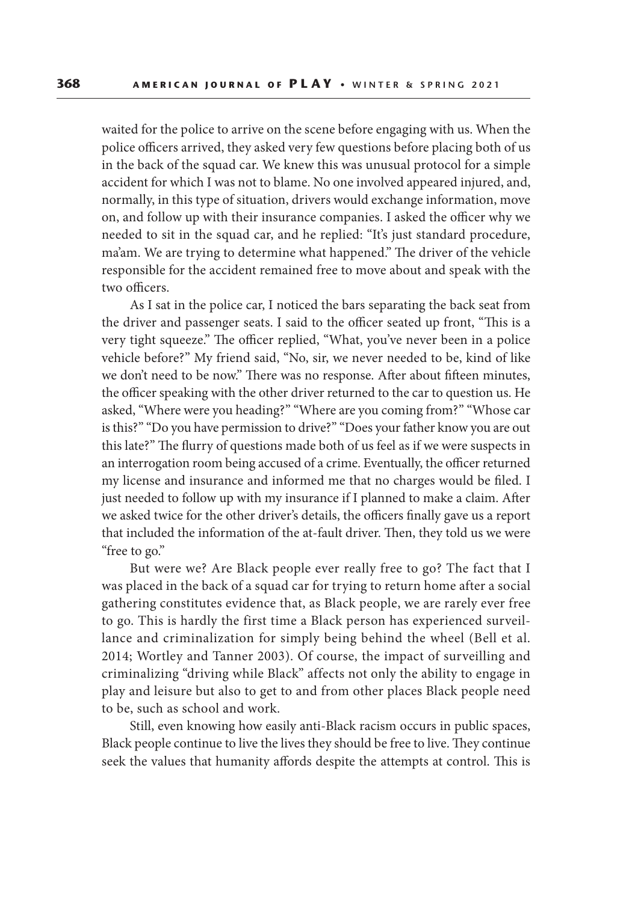waited for the police to arrive on the scene before engaging with us. When the police officers arrived, they asked very few questions before placing both of us in the back of the squad car. We knew this was unusual protocol for a simple accident for which I was not to blame. No one involved appeared injured, and, normally, in this type of situation, drivers would exchange information, move on, and follow up with their insurance companies. I asked the officer why we needed to sit in the squad car, and he replied: "It's just standard procedure, ma'am. We are trying to determine what happened." The driver of the vehicle responsible for the accident remained free to move about and speak with the two officers.

As I sat in the police car, I noticed the bars separating the back seat from the driver and passenger seats. I said to the officer seated up front, "This is a very tight squeeze." The officer replied, "What, you've never been in a police vehicle before?" My friend said, "No, sir, we never needed to be, kind of like we don't need to be now." There was no response. After about fifteen minutes, the officer speaking with the other driver returned to the car to question us. He asked, "Where were you heading?" "Where are you coming from?" "Whose car is this?" "Do you have permission to drive?" "Does your father know you are out this late?" The flurry of questions made both of us feel as if we were suspects in an interrogation room being accused of a crime. Eventually, the officer returned my license and insurance and informed me that no charges would be filed. I just needed to follow up with my insurance if I planned to make a claim. After we asked twice for the other driver's details, the officers finally gave us a report that included the information of the at-fault driver. Then, they told us we were "free to go."

But were we? Are Black people ever really free to go? The fact that I was placed in the back of a squad car for trying to return home after a social gathering constitutes evidence that, as Black people, we are rarely ever free to go. This is hardly the first time a Black person has experienced surveillance and criminalization for simply being behind the wheel (Bell et al. 2014; Wortley and Tanner 2003). Of course, the impact of surveilling and criminalizing "driving while Black" affects not only the ability to engage in play and leisure but also to get to and from other places Black people need to be, such as school and work.

Still, even knowing how easily anti-Black racism occurs in public spaces, Black people continue to live the lives they should be free to live. They continue seek the values that humanity affords despite the attempts at control. This is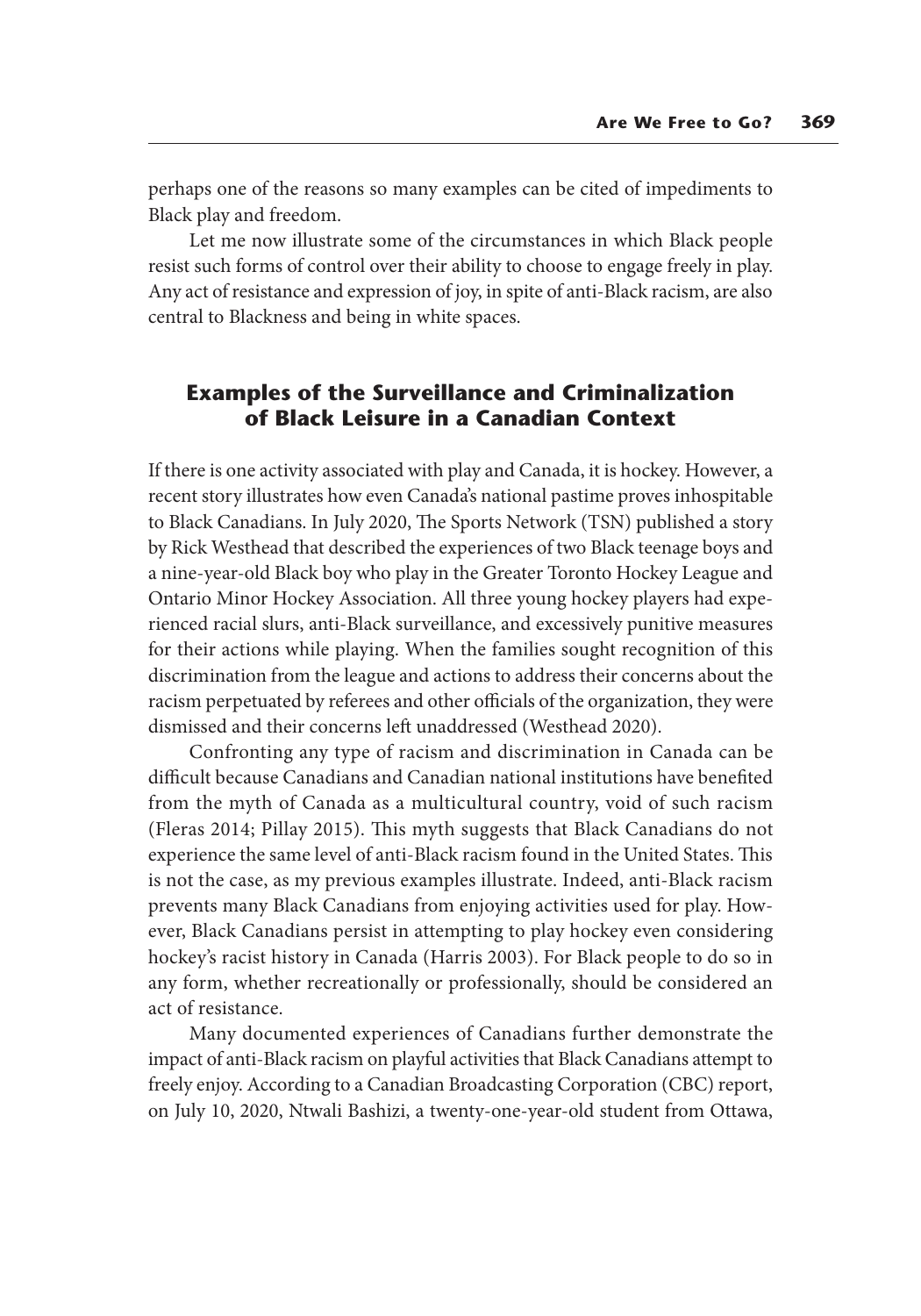perhaps one of the reasons so many examples can be cited of impediments to Black play and freedom.

Let me now illustrate some of the circumstances in which Black people resist such forms of control over their ability to choose to engage freely in play. Any act of resistance and expression of joy, in spite of anti-Black racism, are also central to Blackness and being in white spaces.

## Examples of the Surveillance and Criminalization of Black Leisure in a Canadian Context

If there is one activity associated with play and Canada, it is hockey. However, a recent story illustrates how even Canada's national pastime proves inhospitable to Black Canadians. In July 2020, The Sports Network (TSN) published a story by Rick Westhead that described the experiences of two Black teenage boys and a nine-year-old Black boy who play in the Greater Toronto Hockey League and Ontario Minor Hockey Association. All three young hockey players had experienced racial slurs, anti-Black surveillance, and excessively punitive measures for their actions while playing. When the families sought recognition of this discrimination from the league and actions to address their concerns about the racism perpetuated by referees and other officials of the organization, they were dismissed and their concerns left unaddressed (Westhead 2020).

Confronting any type of racism and discrimination in Canada can be difficult because Canadians and Canadian national institutions have benefited from the myth of Canada as a multicultural country, void of such racism (Fleras 2014; Pillay 2015). This myth suggests that Black Canadians do not experience the same level of anti-Black racism found in the United States. This is not the case, as my previous examples illustrate. Indeed, anti-Black racism prevents many Black Canadians from enjoying activities used for play. However, Black Canadians persist in attempting to play hockey even considering hockey's racist history in Canada (Harris 2003). For Black people to do so in any form, whether recreationally or professionally, should be considered an act of resistance.

Many documented experiences of Canadians further demonstrate the impact of anti-Black racism on playful activities that Black Canadians attempt to freely enjoy. According to a Canadian Broadcasting Corporation (CBC) report, on July 10, 2020, Ntwali Bashizi, a twenty-one-year-old student from Ottawa,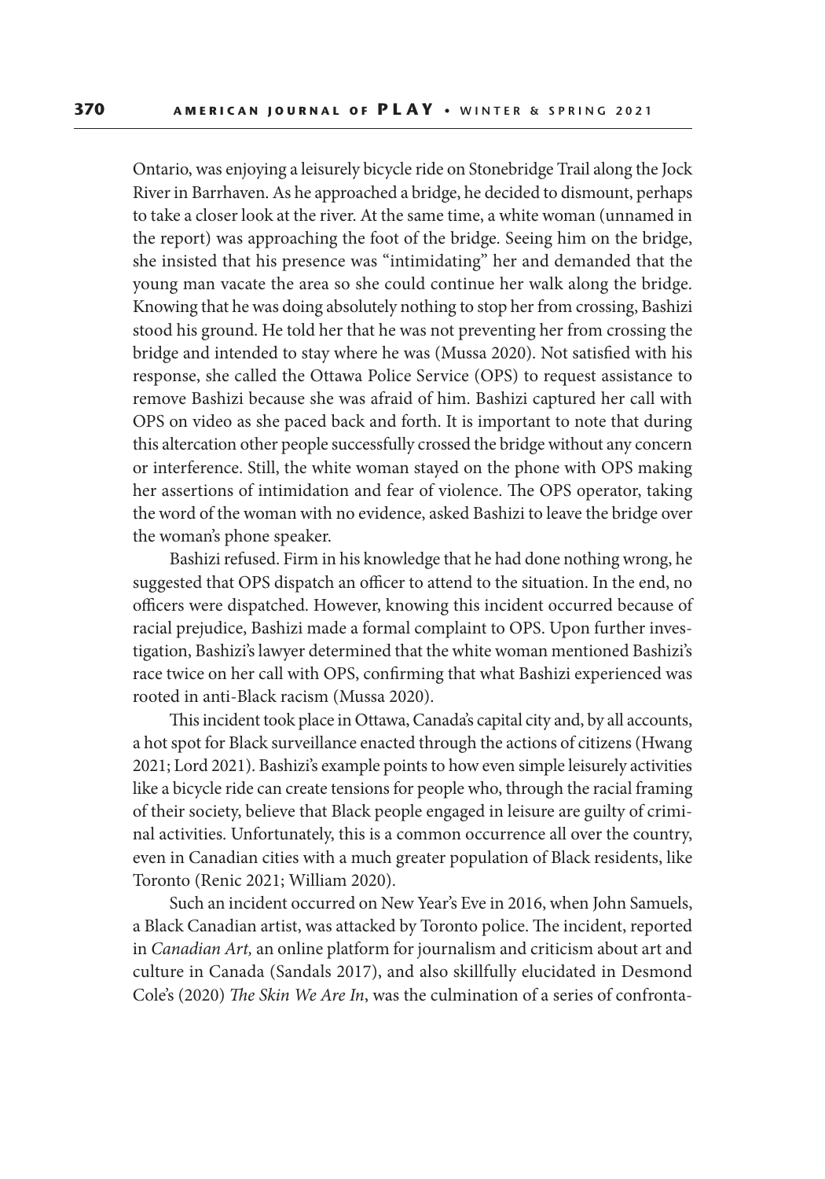Ontario, was enjoying a leisurely bicycle ride on Stonebridge Trail along the Jock River in Barrhaven. As he approached a bridge, he decided to dismount, perhaps to take a closer look at the river. At the same time, a white woman (unnamed in the report) was approaching the foot of the bridge. Seeing him on the bridge, she insisted that his presence was "intimidating" her and demanded that the young man vacate the area so she could continue her walk along the bridge. Knowing that he was doing absolutely nothing to stop her from crossing, Bashizi stood his ground. He told her that he was not preventing her from crossing the bridge and intended to stay where he was (Mussa 2020). Not satisfied with his response, she called the Ottawa Police Service (OPS) to request assistance to remove Bashizi because she was afraid of him. Bashizi captured her call with OPS on video as she paced back and forth. It is important to note that during this altercation other people successfully crossed the bridge without any concern or interference. Still, the white woman stayed on the phone with OPS making her assertions of intimidation and fear of violence. The OPS operator, taking the word of the woman with no evidence, asked Bashizi to leave the bridge over the woman's phone speaker.

Bashizi refused. Firm in his knowledge that he had done nothing wrong, he suggested that OPS dispatch an officer to attend to the situation. In the end, no officers were dispatched. However, knowing this incident occurred because of racial prejudice, Bashizi made a formal complaint to OPS. Upon further investigation, Bashizi's lawyer determined that the white woman mentioned Bashizi's race twice on her call with OPS, confirming that what Bashizi experienced was rooted in anti-Black racism (Mussa 2020).

This incident took place in Ottawa, Canada's capital city and, by all accounts, a hot spot for Black surveillance enacted through the actions of citizens (Hwang 2021; Lord 2021). Bashizi's example points to how even simple leisurely activities like a bicycle ride can create tensions for people who, through the racial framing of their society, believe that Black people engaged in leisure are guilty of criminal activities. Unfortunately, this is a common occurrence all over the country, even in Canadian cities with a much greater population of Black residents, like Toronto (Renic 2021; William 2020).

Such an incident occurred on New Year's Eve in 2016, when John Samuels, a Black Canadian artist, was attacked by Toronto police. The incident, reported in *Canadian Art,* an online platform for journalism and criticism about art and culture in Canada (Sandals 2017), and also skillfully elucidated in Desmond Cole's (2020) *The Skin We Are In*, was the culmination of a series of confronta-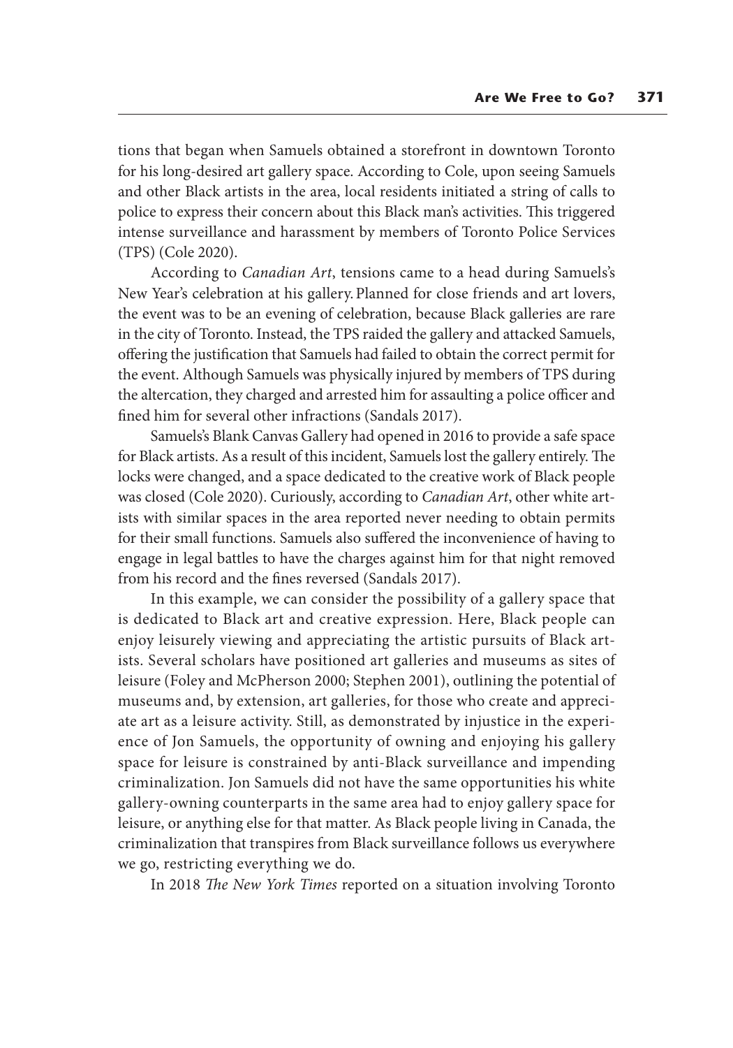tions that began when Samuels obtained a storefront in downtown Toronto for his long-desired art gallery space. According to Cole, upon seeing Samuels and other Black artists in the area, local residents initiated a string of calls to police to express their concern about this Black man's activities. This triggered intense surveillance and harassment by members of Toronto Police Services (TPS) (Cole 2020).

According to *Canadian Art*, tensions came to a head during Samuels's New Year's celebration at his gallery. Planned for close friends and art lovers, the event was to be an evening of celebration, because Black galleries are rare in the city of Toronto. Instead, the TPS raided the gallery and attacked Samuels, offering the justification that Samuels had failed to obtain the correct permit for the event. Although Samuels was physically injured by members of TPS during the altercation, they charged and arrested him for assaulting a police officer and fined him for several other infractions (Sandals 2017).

Samuels's Blank Canvas Gallery had opened in 2016 to provide a safe space for Black artists. As a result of this incident, Samuels lost the gallery entirely. The locks were changed, and a space dedicated to the creative work of Black people was closed (Cole 2020). Curiously, according to *Canadian Art*, other white artists with similar spaces in the area reported never needing to obtain permits for their small functions. Samuels also suffered the inconvenience of having to engage in legal battles to have the charges against him for that night removed from his record and the fines reversed (Sandals 2017).

In this example, we can consider the possibility of a gallery space that is dedicated to Black art and creative expression. Here, Black people can enjoy leisurely viewing and appreciating the artistic pursuits of Black artists. Several scholars have positioned art galleries and museums as sites of leisure (Foley and McPherson 2000; Stephen 2001), outlining the potential of museums and, by extension, art galleries, for those who create and appreciate art as a leisure activity. Still, as demonstrated by injustice in the experience of Jon Samuels, the opportunity of owning and enjoying his gallery space for leisure is constrained by anti-Black surveillance and impending criminalization. Jon Samuels did not have the same opportunities his white gallery-owning counterparts in the same area had to enjoy gallery space for leisure, or anything else for that matter. As Black people living in Canada, the criminalization that transpires from Black surveillance follows us everywhere we go, restricting everything we do.

In 2018 *The New York Times* reported on a situation involving Toronto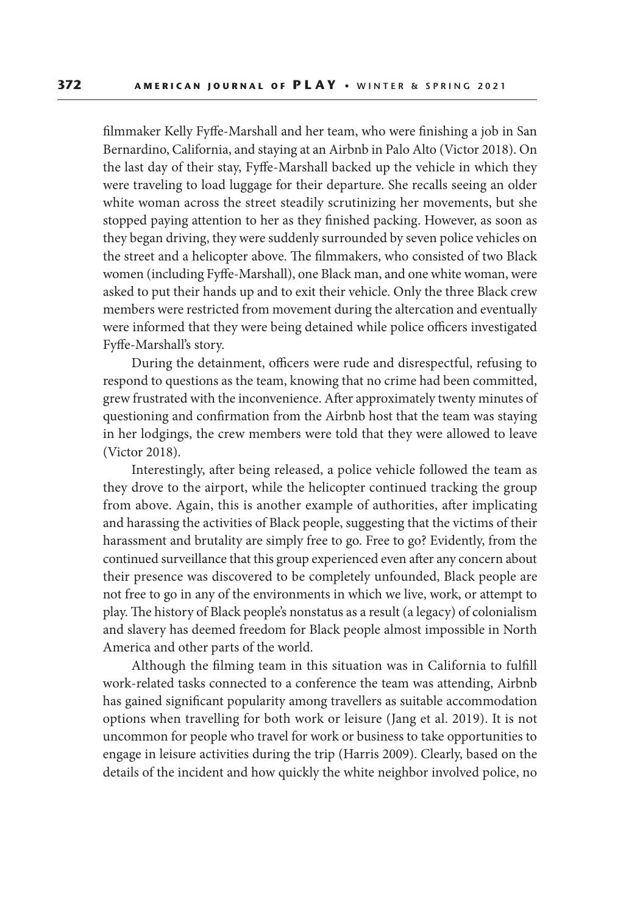filmmaker Kelly Fyffe-Marshall and her team, who were finishing a job in San Bernardino, California, and staying at an Airbnb in Palo Alto (Victor 2018). On the last day of their stay, Fyffe-Marshall backed up the vehicle in which they were traveling to load luggage for their departure. She recalls seeing an older white woman across the street steadily scrutinizing her movements, but she stopped paying attention to her as they finished packing. However, as soon as they began driving, they were suddenly surrounded by seven police vehicles on the street and a helicopter above. The filmmakers, who consisted of two Black women (including Fyffe-Marshall), one Black man, and one white woman, were asked to put their hands up and to exit their vehicle. Only the three Black crew members were restricted from movement during the altercation and eventually were informed that they were being detained while police officers investigated Fyffe-Marshall's story.

During the detainment, officers were rude and disrespectful, refusing to respond to questions as the team, knowing that no crime had been committed, grew frustrated with the inconvenience. After approximately twenty minutes of questioning and confirmation from the Airbnb host that the team was staying in her lodgings, the crew members were told that they were allowed to leave (Victor 2018).

Interestingly, after being released, a police vehicle followed the team as they drove to the airport, while the helicopter continued tracking the group from above. Again, this is another example of authorities, after implicating and harassing the activities of Black people, suggesting that the victims of their harassment and brutality are simply free to go. Free to go? Evidently, from the continued surveillance that this group experienced even after any concern about their presence was discovered to be completely unfounded, Black people are not free to go in any of the environments in which we live, work, or attempt to play. The history of Black people's nonstatus as a result (a legacy) of colonialism and slavery has deemed freedom for Black people almost impossible in North America and other parts of the world.

Although the filming team in this situation was in California to fulfill work-related tasks connected to a conference the team was attending, Airbnb has gained significant popularity among travellers as suitable accommodation options when travelling for both work or leisure (Jang et al. 2019). It is not uncommon for people who travel for work or business to take opportunities to engage in leisure activities during the trip (Harris 2009). Clearly, based on the details of the incident and how quickly the white neighbor involved police, no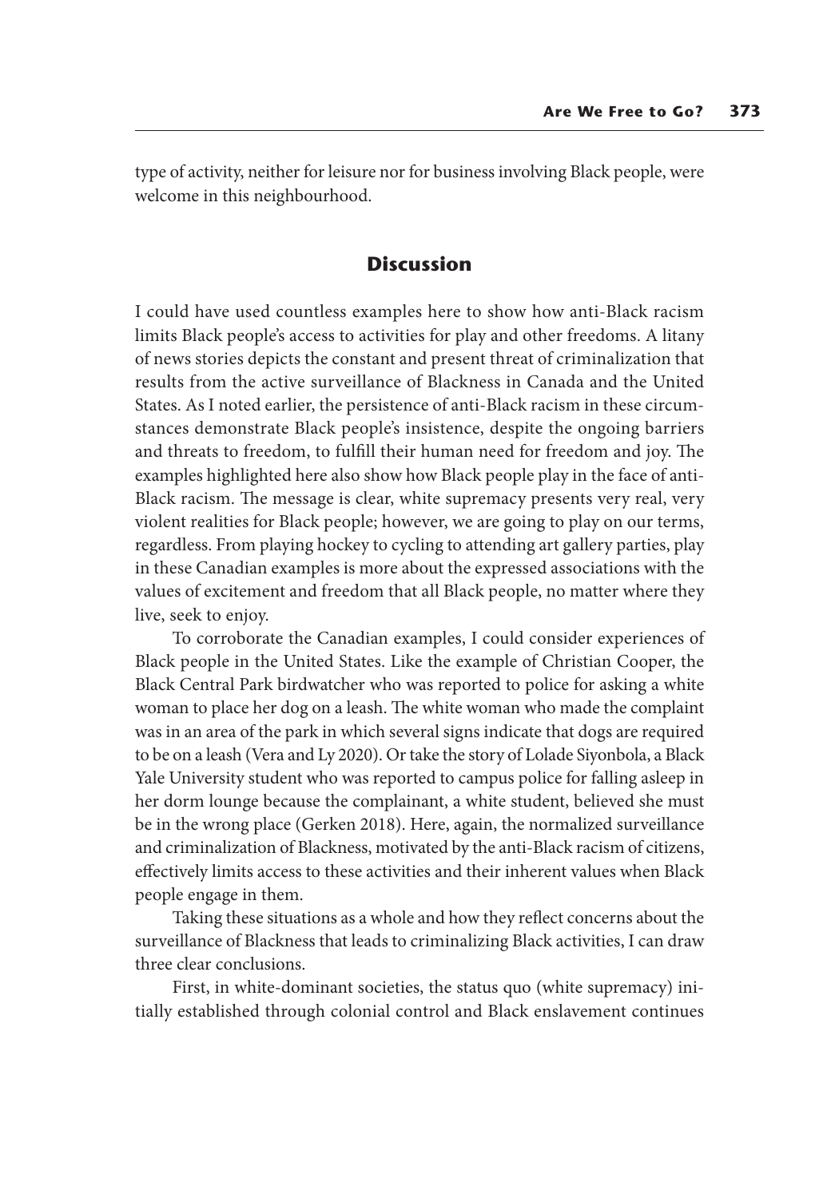type of activity, neither for leisure nor for business involving Black people, were welcome in this neighbourhood.

## Discussion

I could have used countless examples here to show how anti-Black racism limits Black people's access to activities for play and other freedoms. A litany of news stories depicts the constant and present threat of criminalization that results from the active surveillance of Blackness in Canada and the United States. As I noted earlier, the persistence of anti-Black racism in these circumstances demonstrate Black people's insistence, despite the ongoing barriers and threats to freedom, to fulfill their human need for freedom and joy. The examples highlighted here also show how Black people play in the face of anti-Black racism. The message is clear, white supremacy presents very real, very violent realities for Black people; however, we are going to play on our terms, regardless. From playing hockey to cycling to attending art gallery parties, play in these Canadian examples is more about the expressed associations with the values of excitement and freedom that all Black people, no matter where they live, seek to enjoy.

To corroborate the Canadian examples, I could consider experiences of Black people in the United States. Like the example of Christian Cooper, the Black Central Park birdwatcher who was reported to police for asking a white woman to place her dog on a leash. The white woman who made the complaint was in an area of the park in which several signs indicate that dogs are required to be on a leash (Vera and Ly 2020). Or take the story of Lolade Siyonbola, a Black Yale University student who was reported to campus police for falling asleep in her dorm lounge because the complainant, a white student, believed she must be in the wrong place (Gerken 2018). Here, again, the normalized surveillance and criminalization of Blackness, motivated by the anti-Black racism of citizens, effectively limits access to these activities and their inherent values when Black people engage in them.

Taking these situations as a whole and how they reflect concerns about the surveillance of Blackness that leads to criminalizing Black activities, I can draw three clear conclusions.

First, in white-dominant societies, the status quo (white supremacy) initially established through colonial control and Black enslavement continues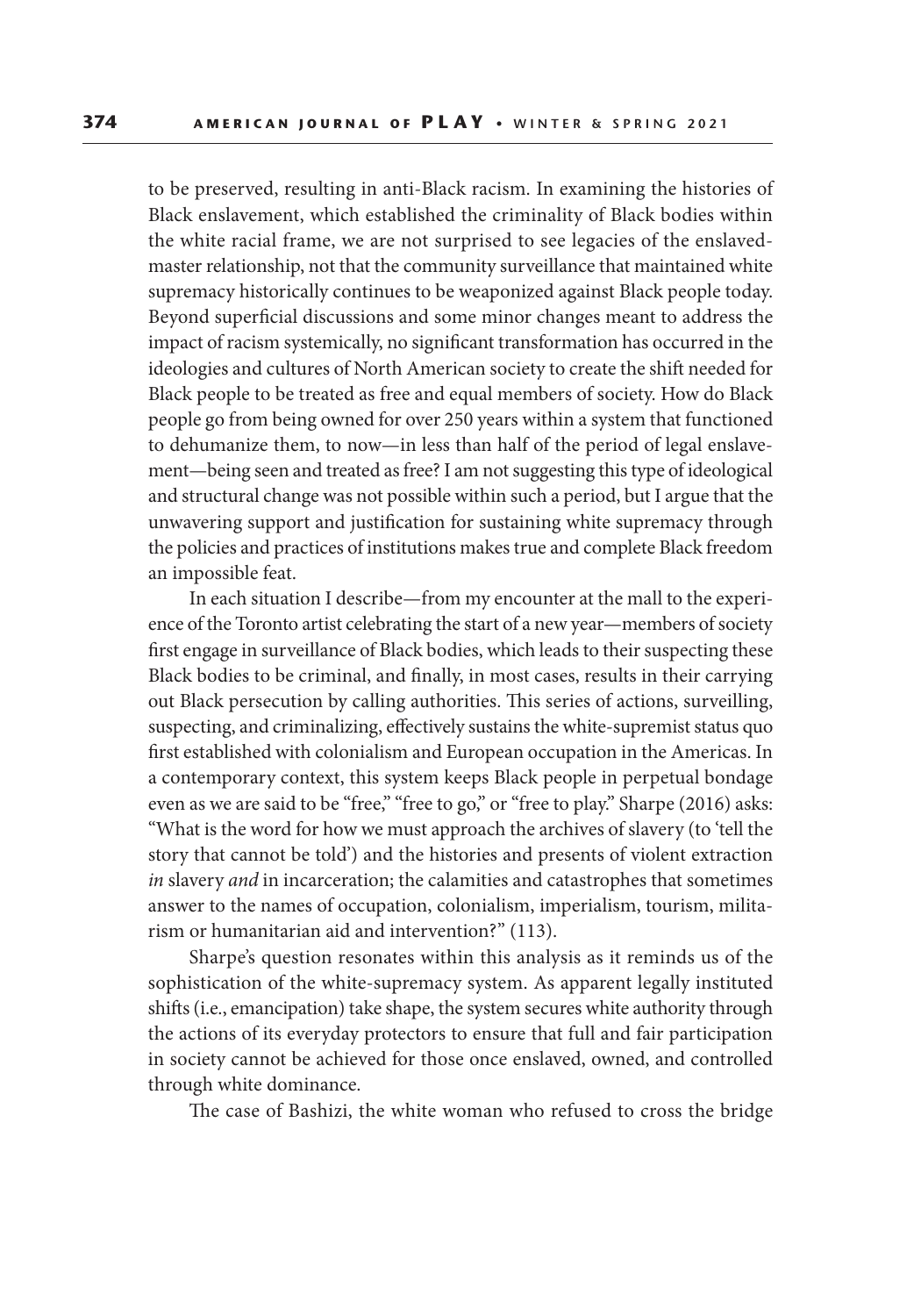to be preserved, resulting in anti-Black racism. In examining the histories of Black enslavement, which established the criminality of Black bodies within the white racial frame, we are not surprised to see legacies of the enslaved-master relationship, not that the community surveillance that maintained white supremacy historically continues to be weaponized against Black people today. Beyond superficial discussions and some minor changes meant to address the impact of racism systemically, no significant transformation has occurred in the ideologies and cultures of North American society to create the shift needed for Black people to be treated as free and equal members of society. How do Black people go from being owned for over 250 years within a system that functioned to dehumanize them, to now—in less than half of the period of legal enslavement—being seen and treated as free? I am not suggesting this type of ideological and structural change was not possible within such a period, but I argue that the unwavering support and justification for sustaining white supremacy through the policies and practices of institutions makes true and complete Black freedom an impossible feat.

In each situation I describe—from my encounter at the mall to the experience of the Toronto artist celebrating the start of a new year—members of society first engage in surveillance of Black bodies, which leads to their suspecting these Black bodies to be criminal, and finally, in most cases, results in their carrying out Black persecution by calling authorities. This series of actions, surveilling, suspecting, and criminalizing, effectively sustains the white-supremist status quo first established with colonialism and European occupation in the Americas. In a contemporary context, this system keeps Black people in perpetual bondage even as we are said to be "free," "free to go," or "free to play." Sharpe (2016) asks: "What is the word for how we must approach the archives of slavery (to 'tell the story that cannot be told') and the histories and presents of violent extraction *in* slavery *and* in incarceration; the calamities and catastrophes that sometimes answer to the names of occupation, colonialism, imperialism, tourism, militarism or humanitarian aid and intervention?" (113).

Sharpe's question resonates within this analysis as it reminds us of the sophistication of the white-supremacy system. As apparent legally instituted shifts (i.e., emancipation) take shape, the system secures white authority through the actions of its everyday protectors to ensure that full and fair participation in society cannot be achieved for those once enslaved, owned, and controlled through white dominance.

The case of Bashizi, the white woman who refused to cross the bridge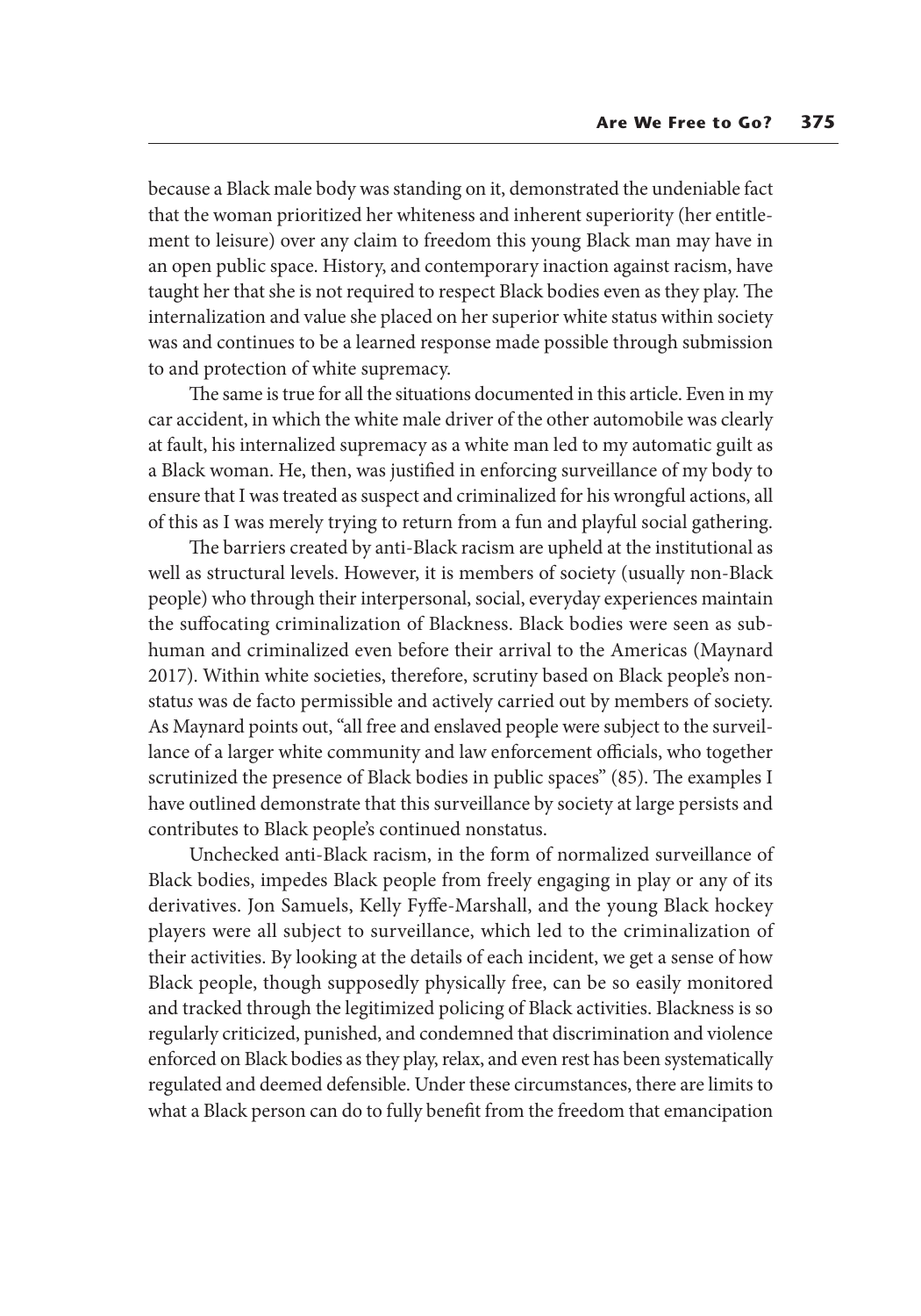because a Black male body was standing on it, demonstrated the undeniable fact that the woman prioritized her whiteness and inherent superiority (her entitlement to leisure) over any claim to freedom this young Black man may have in an open public space. History, and contemporary inaction against racism, have taught her that she is not required to respect Black bodies even as they play. The internalization and value she placed on her superior white status within society was and continues to be a learned response made possible through submission to and protection of white supremacy.

The same is true for all the situations documented in this article. Even in my car accident, in which the white male driver of the other automobile was clearly at fault, his internalized supremacy as a white man led to my automatic guilt as a Black woman. He, then, was justified in enforcing surveillance of my body to ensure that I was treated as suspect and criminalized for his wrongful actions, all of this as I was merely trying to return from a fun and playful social gathering.

The barriers created by anti-Black racism are upheld at the institutional as well as structural levels. However, it is members of society (usually non-Black people) who through their interpersonal, social, everyday experiences maintain the suffocating criminalization of Blackness. Black bodies were seen as subhuman and criminalized even before their arrival to the Americas (Maynard 2017). Within white societies, therefore, scrutiny based on Black people's nonstatu*s* was de facto permissible and actively carried out by members of society. As Maynard points out, "all free and enslaved people were subject to the surveillance of a larger white community and law enforcement officials, who together scrutinized the presence of Black bodies in public spaces" (85). The examples I have outlined demonstrate that this surveillance by society at large persists and contributes to Black people's continued nonstatus.

Unchecked anti-Black racism, in the form of normalized surveillance of Black bodies, impedes Black people from freely engaging in play or any of its derivatives. Jon Samuels, Kelly Fyffe-Marshall, and the young Black hockey players were all subject to surveillance, which led to the criminalization of their activities. By looking at the details of each incident, we get a sense of how Black people, though supposedly physically free, can be so easily monitored and tracked through the legitimized policing of Black activities. Blackness is so regularly criticized, punished, and condemned that discrimination and violence enforced on Black bodies as they play, relax, and even rest has been systematically regulated and deemed defensible. Under these circumstances, there are limits to what a Black person can do to fully benefit from the freedom that emancipation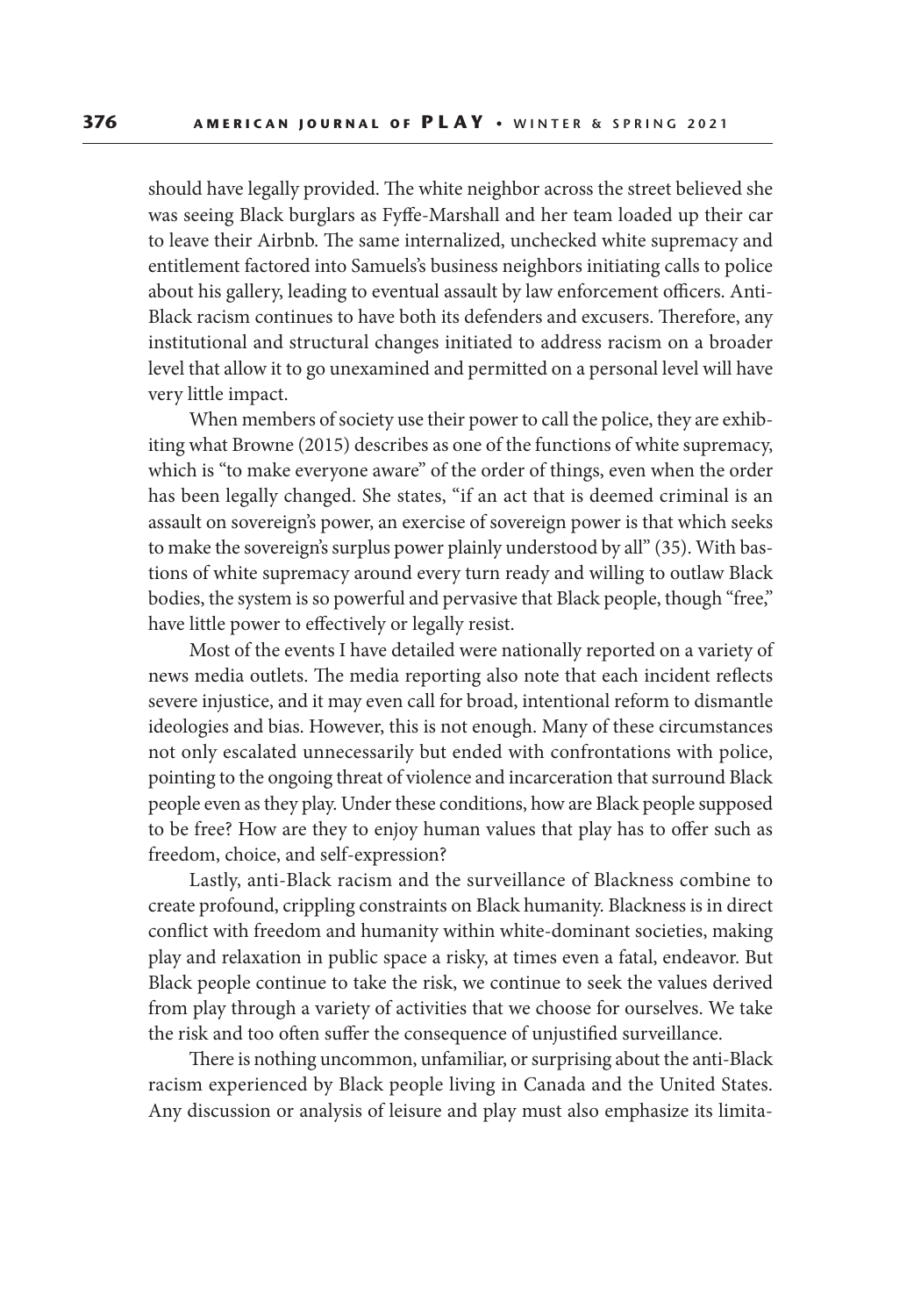should have legally provided. The white neighbor across the street believed she was seeing Black burglars as Fyffe-Marshall and her team loaded up their car to leave their Airbnb. The same internalized, unchecked white supremacy and entitlement factored into Samuels's business neighbors initiating calls to police about his gallery, leading to eventual assault by law enforcement officers. Anti-Black racism continues to have both its defenders and excusers. Therefore, any institutional and structural changes initiated to address racism on a broader level that allow it to go unexamined and permitted on a personal level will have very little impact.

When members of society use their power to call the police, they are exhibiting what Browne (2015) describes as one of the functions of white supremacy, which is "to make everyone aware" of the order of things, even when the order has been legally changed. She states, "if an act that is deemed criminal is an assault on sovereign's power, an exercise of sovereign power is that which seeks to make the sovereign's surplus power plainly understood by all" (35). With bastions of white supremacy around every turn ready and willing to outlaw Black bodies, the system is so powerful and pervasive that Black people, though "free," have little power to effectively or legally resist.

Most of the events I have detailed were nationally reported on a variety of news media outlets. The media reporting also note that each incident reflects severe injustice, and it may even call for broad, intentional reform to dismantle ideologies and bias. However, this is not enough. Many of these circumstances not only escalated unnecessarily but ended with confrontations with police, pointing to the ongoing threat of violence and incarceration that surround Black people even as they play. Under these conditions, how are Black people supposed to be free? How are they to enjoy human values that play has to offer such as freedom, choice, and self-expression?

Lastly, anti-Black racism and the surveillance of Blackness combine to create profound, crippling constraints on Black humanity. Blackness is in direct conflict with freedom and humanity within white-dominant societies, making play and relaxation in public space a risky, at times even a fatal, endeavor. But Black people continue to take the risk, we continue to seek the values derived from play through a variety of activities that we choose for ourselves. We take the risk and too often suffer the consequence of unjustified surveillance.

There is nothing uncommon, unfamiliar, or surprising about the anti-Black racism experienced by Black people living in Canada and the United States. Any discussion or analysis of leisure and play must also emphasize its limita-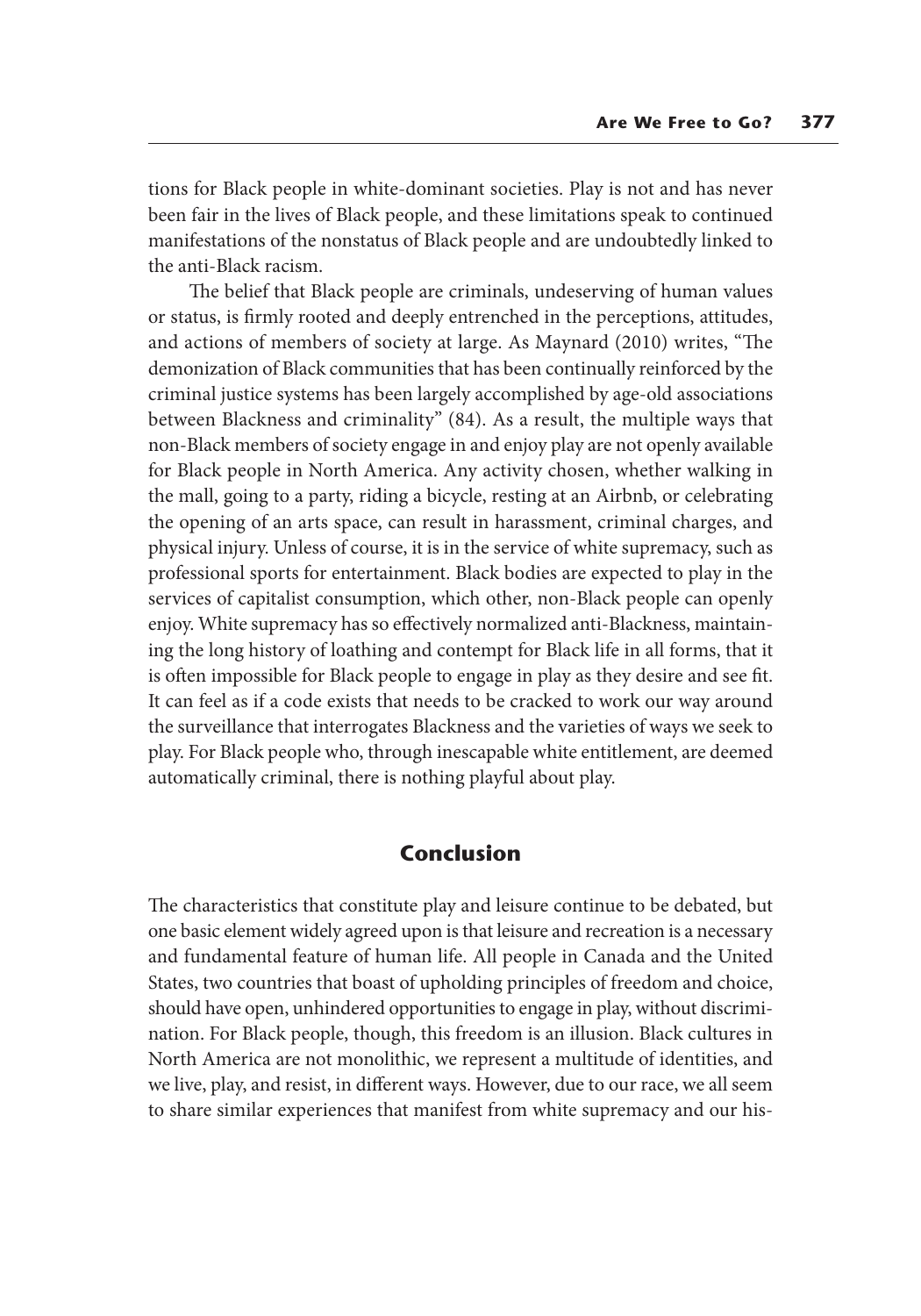tions for Black people in white-dominant societies. Play is not and has never been fair in the lives of Black people, and these limitations speak to continued manifestations of the nonstatus of Black people and are undoubtedly linked to the anti-Black racism.

The belief that Black people are criminals, undeserving of human values or status, is firmly rooted and deeply entrenched in the perceptions, attitudes, and actions of members of society at large. As Maynard (2010) writes, "The demonization of Black communities that has been continually reinforced by the criminal justice systems has been largely accomplished by age-old associations between Blackness and criminality" (84). As a result, the multiple ways that non-Black members of society engage in and enjoy play are not openly available for Black people in North America. Any activity chosen, whether walking in the mall, going to a party, riding a bicycle, resting at an Airbnb, or celebrating the opening of an arts space, can result in harassment, criminal charges, and physical injury. Unless of course, it is in the service of white supremacy, such as professional sports for entertainment. Black bodies are expected to play in the services of capitalist consumption, which other, non-Black people can openly enjoy. White supremacy has so effectively normalized anti-Blackness, maintaining the long history of loathing and contempt for Black life in all forms, that it is often impossible for Black people to engage in play as they desire and see fit. It can feel as if a code exists that needs to be cracked to work our way around the surveillance that interrogates Blackness and the varieties of ways we seek to play. For Black people who, through inescapable white entitlement, are deemed automatically criminal, there is nothing playful about play.

## Conclusion

The characteristics that constitute play and leisure continue to be debated, but one basic element widely agreed upon is that leisure and recreation is a necessary and fundamental feature of human life. All people in Canada and the United States, two countries that boast of upholding principles of freedom and choice, should have open, unhindered opportunities to engage in play, without discrimination. For Black people, though, this freedom is an illusion. Black cultures in North America are not monolithic, we represent a multitude of identities, and we live, play, and resist, in different ways. However, due to our race, we all seem to share similar experiences that manifest from white supremacy and our his-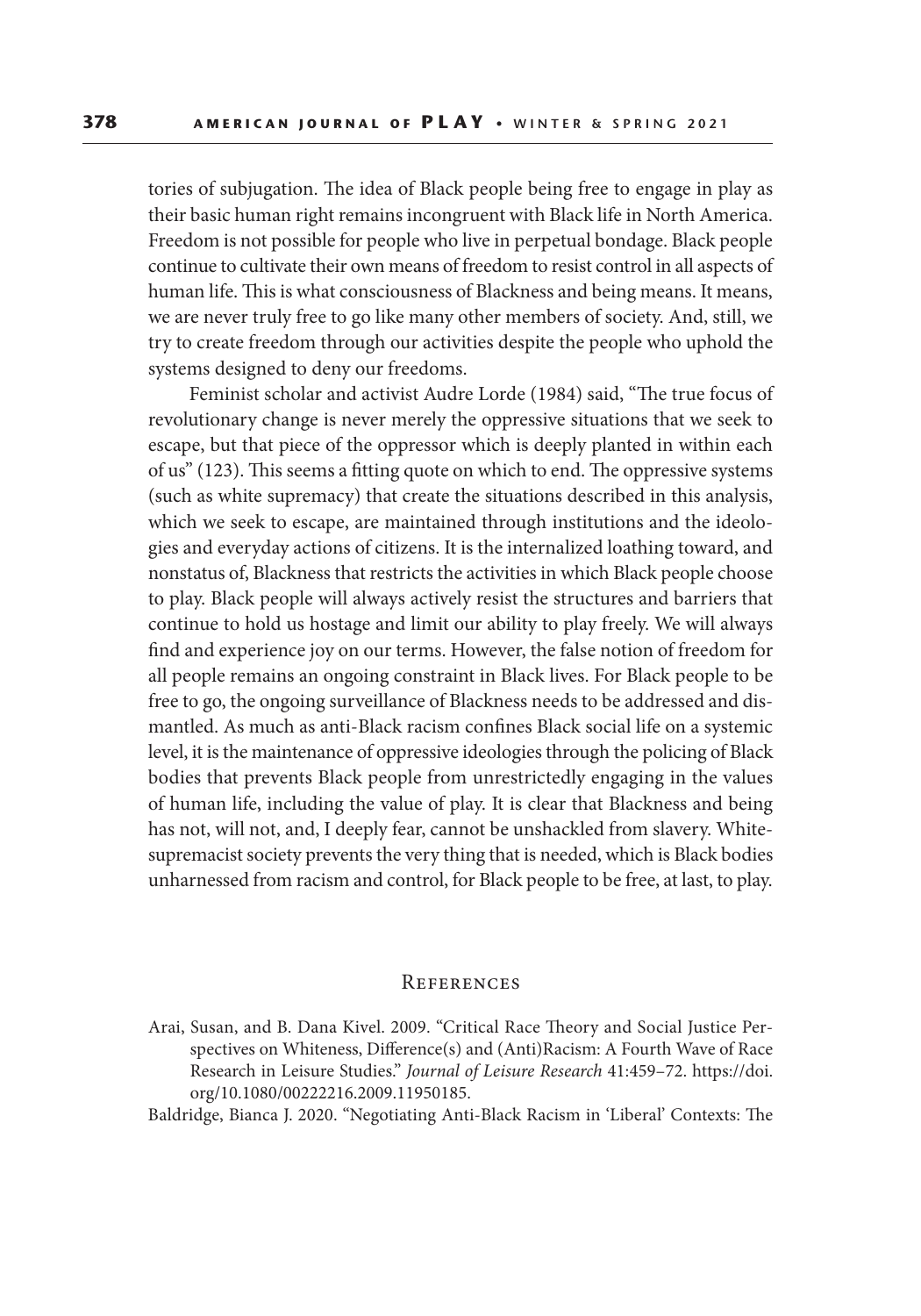tories of subjugation. The idea of Black people being free to engage in play as their basic human right remains incongruent with Black life in North America. Freedom is not possible for people who live in perpetual bondage. Black people continue to cultivate their own means of freedom to resist control in all aspects of human life. This is what consciousness of Blackness and being means. It means, we are never truly free to go like many other members of society. And, still, we try to create freedom through our activities despite the people who uphold the systems designed to deny our freedoms.

Feminist scholar and activist Audre Lorde (1984) said, "The true focus of revolutionary change is never merely the oppressive situations that we seek to escape, but that piece of the oppressor which is deeply planted in within each of us" (123). This seems a fitting quote on which to end. The oppressive systems (such as white supremacy) that create the situations described in this analysis, which we seek to escape, are maintained through institutions and the ideologies and everyday actions of citizens. It is the internalized loathing toward, and nonstatus of, Blackness that restricts the activities in which Black people choose to play. Black people will always actively resist the structures and barriers that continue to hold us hostage and limit our ability to play freely. We will always find and experience joy on our terms. However, the false notion of freedom for all people remains an ongoing constraint in Black lives. For Black people to be free to go, the ongoing surveillance of Blackness needs to be addressed and dismantled. As much as anti-Black racism confines Black social life on a systemic level, it is the maintenance of oppressive ideologies through the policing of Black bodies that prevents Black people from unrestrictedly engaging in the values of human life, including the value of play. It is clear that Blackness and being has not, will not, and, I deeply fear, cannot be unshackled from slavery. White-supremacist society prevents the very thing that is needed, which is Black bodies unharnessed from racism and control, for Black people to be free, at last, to play.

## References

Arai, Susan, and B. Dana Kivel. 2009. "Critical Race Theory and Social Justice Perspectives on Whiteness, Difference(s) and (Anti)Racism: A Fourth Wave of Race Research in Leisure Studies." *Journal of Leisure Research* 41:459–72. https://doi.org/10.1080/00222216.2009.11950185.

Baldridge, Bianca J. 2020. "Negotiating Anti-Black Racism in 'Liberal' Contexts: The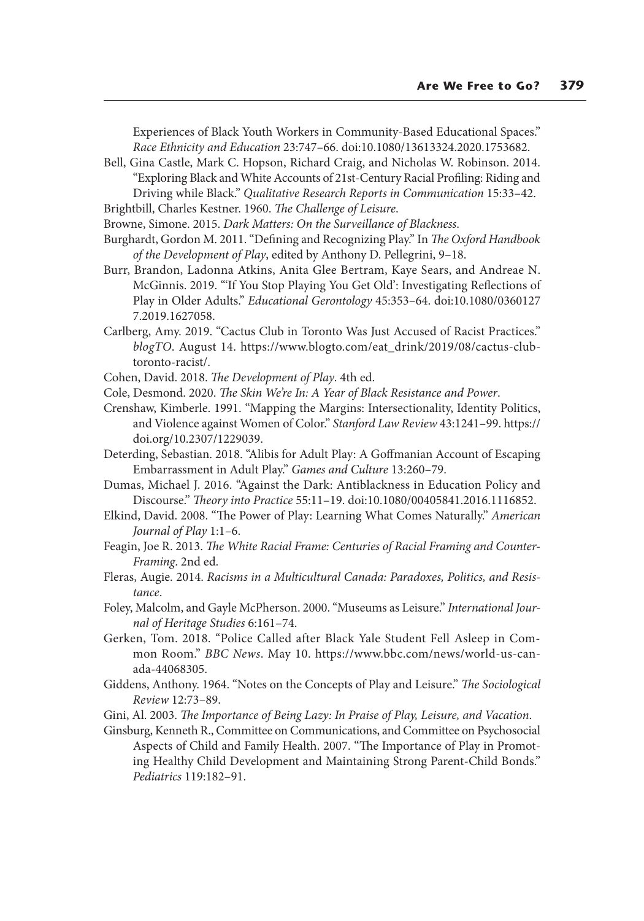Experiences of Black Youth Workers in Community-Based Educational Spaces." *Race Ethnicity and Education* 23:747–66. doi:10.1080/13613324.2020.1753682.

Bell, Gina Castle, Mark C. Hopson, Richard Craig, and Nicholas W. Robinson. 2014. "Exploring Black and White Accounts of 21st-Century Racial Profiling: Riding and Driving while Black." *Qualitative Research Reports in Communication* 15:33–42.

Brightbill, Charles Kestner. 1960. *The Challenge of Leisure*.

Browne, Simone. 2015. *Dark Matters: On the Surveillance of Blackness*.

Burghardt, Gordon M. 2011. "Defining and Recognizing Play." In *The Oxford Handbook of the Development of Play*, edited by Anthony D. Pellegrini, 9–18.

Burr, Brandon, Ladonna Atkins, Anita Glee Bertram, Kaye Sears, and Andreae N. McGinnis. 2019. "'If You Stop Playing You Get Old': Investigating Reflections of Play in Older Adults." *Educational Gerontology* 45:353–64. doi:10.1080/03601277.2019.1627058.

Carlberg, Amy. 2019. "Cactus Club in Toronto Was Just Accused of Racist Practices." *blogTO*. August 14. https://www.blogto.com/eat_drink/2019/08/cactus-club-toronto-racist/.

Cohen, David. 2018. *The Development of Play*. 4th ed.

Cole, Desmond. 2020. *The Skin We're In: A Year of Black Resistance and Power*.

Crenshaw, Kimberle. 1991. "Mapping the Margins: Intersectionality, Identity Politics, and Violence against Women of Color." *Stanford Law Review* 43:1241–99. https://doi.org/10.2307/1229039.

Deterding, Sebastian. 2018. "Alibis for Adult Play: A Goffmanian Account of Escaping Embarrassment in Adult Play." *Games and Culture* 13:260–79.

Dumas, Michael J. 2016. "Against the Dark: Antiblackness in Education Policy and Discourse." *Theory into Practice* 55:11–19. doi:10.1080/00405841.2016.1116852.

Elkind, David. 2008. "The Power of Play: Learning What Comes Naturally." *American Journal of Play* 1:1–6.

Feagin, Joe R. 2013. *The White Racial Frame: Centuries of Racial Framing and Counter-Framing*. 2nd ed.

Fleras, Augie. 2014. *Racisms in a Multicultural Canada: Paradoxes, Politics, and Resistance*.

Foley, Malcolm, and Gayle McPherson. 2000. "Museums as Leisure." *International Journal of Heritage Studies* 6:161–74.

Gerken, Tom. 2018. "Police Called after Black Yale Student Fell Asleep in Common Room." *BBC News*. May 10. https://www.bbc.com/news/world-us-canada-44068305.

Giddens, Anthony. 1964. "Notes on the Concepts of Play and Leisure." *The Sociological Review* 12:73–89.

Gini, Al. 2003. *The Importance of Being Lazy: In Praise of Play, Leisure, and Vacation*.

Ginsburg, Kenneth R., Committee on Communications, and Committee on Psychosocial Aspects of Child and Family Health. 2007. "The Importance of Play in Promoting Healthy Child Development and Maintaining Strong Parent-Child Bonds." *Pediatrics* 119:182–91.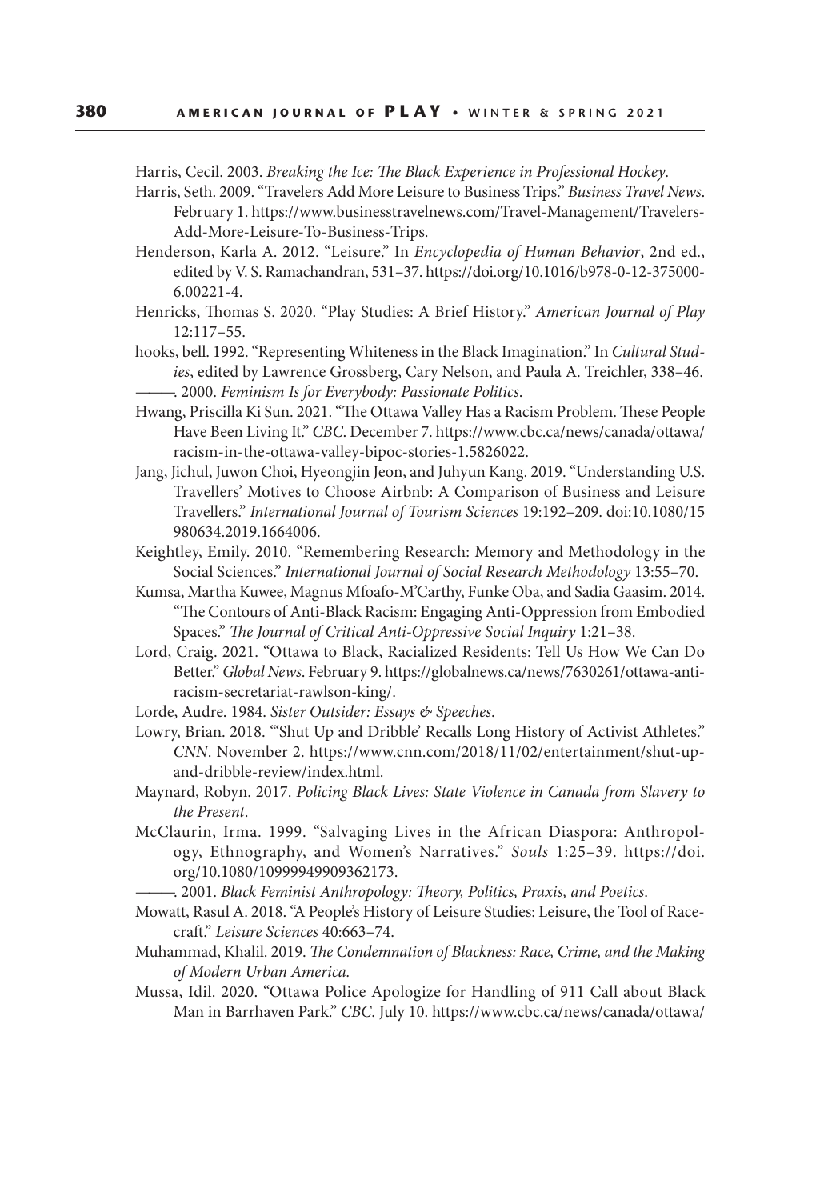Harris, Cecil. 2003. *Breaking the Ice: The Black Experience in Professional Hockey*.

Harris, Seth. 2009. "Travelers Add More Leisure to Business Trips." *Business Travel News*. February 1. https://www.businesstravelnews.com/Travel-Management/Travelers-Add-More-Leisure-To-Business-Trips.

Henderson, Karla A. 2012. "Leisure." In *Encyclopedia of Human Behavior*, 2nd ed., edited by V. S. Ramachandran, 531–37. https://doi.org/10.1016/b978-0-12-375000-6.00221-4.

Henricks, Thomas S. 2020. "Play Studies: A Brief History." *American Journal of Play* 12:117–55.

hooks, bell. 1992. "Representing Whiteness in the Black Imagination." In *Cultural Studies*, edited by Lawrence Grossberg, Cary Nelson, and Paula A. Treichler, 338–46.

———. 2000. *Feminism Is for Everybody: Passionate Politics*.

Hwang, Priscilla Ki Sun. 2021. "The Ottawa Valley Has a Racism Problem. These People Have Been Living It." *CBC*. December 7. https://www.cbc.ca/news/canada/ottawa/racism-in-the-ottawa-valley-bipoc-stories-1.5826022.

Jang, Jichul, Juwon Choi, Hyeongjin Jeon, and Juhyun Kang. 2019. "Understanding U.S. Travellers' Motives to Choose Airbnb: A Comparison of Business and Leisure Travellers." *International Journal of Tourism Sciences* 19:192–209. doi:10.1080/15980634.2019.1664006.

Keightley, Emily. 2010. "Remembering Research: Memory and Methodology in the Social Sciences." *International Journal of Social Research Methodology* 13:55–70.

Kumsa, Martha Kuwee, Magnus Mfoafo-M'Carthy, Funke Oba, and Sadia Gaasim. 2014. "The Contours of Anti-Black Racism: Engaging Anti-Oppression from Embodied Spaces." *The Journal of Critical Anti-Oppressive Social Inquiry* 1:21–38.

Lord, Craig. 2021. "Ottawa to Black, Racialized Residents: Tell Us How We Can Do Better." *Global News*. February 9. https://globalnews.ca/news/7630261/ottawa-anti-racism-secretariat-rawlson-king/.

Lorde, Audre. 1984. *Sister Outsider: Essays & Speeches*.

Lowry, Brian. 2018. "'Shut Up and Dribble' Recalls Long History of Activist Athletes." *CNN*. November 2. https://www.cnn.com/2018/11/02/entertainment/shut-up-and-dribble-review/index.html.

Maynard, Robyn. 2017. *Policing Black Lives: State Violence in Canada from Slavery to the Present*.

McClaurin, Irma. 1999. "Salvaging Lives in the African Diaspora: Anthropology, Ethnography, and Women's Narratives." *Souls* 1:25–39. https://doi.org/10.1080/10999949909362173.

———. 2001. *Black Feminist Anthropology: Theory, Politics, Praxis, and Poetics*.

Mowatt, Rasul A. 2018. "A People's History of Leisure Studies: Leisure, the Tool of Racecraft." *Leisure Sciences* 40:663–74.

Muhammad, Khalil. 2019. *The Condemnation of Blackness: Race, Crime, and the Making of Modern Urban America.*

Mussa, Idil. 2020. "Ottawa Police Apologize for Handling of 911 Call about Black Man in Barrhaven Park." *CBC*. July 10. https://www.cbc.ca/news/canada/ottawa/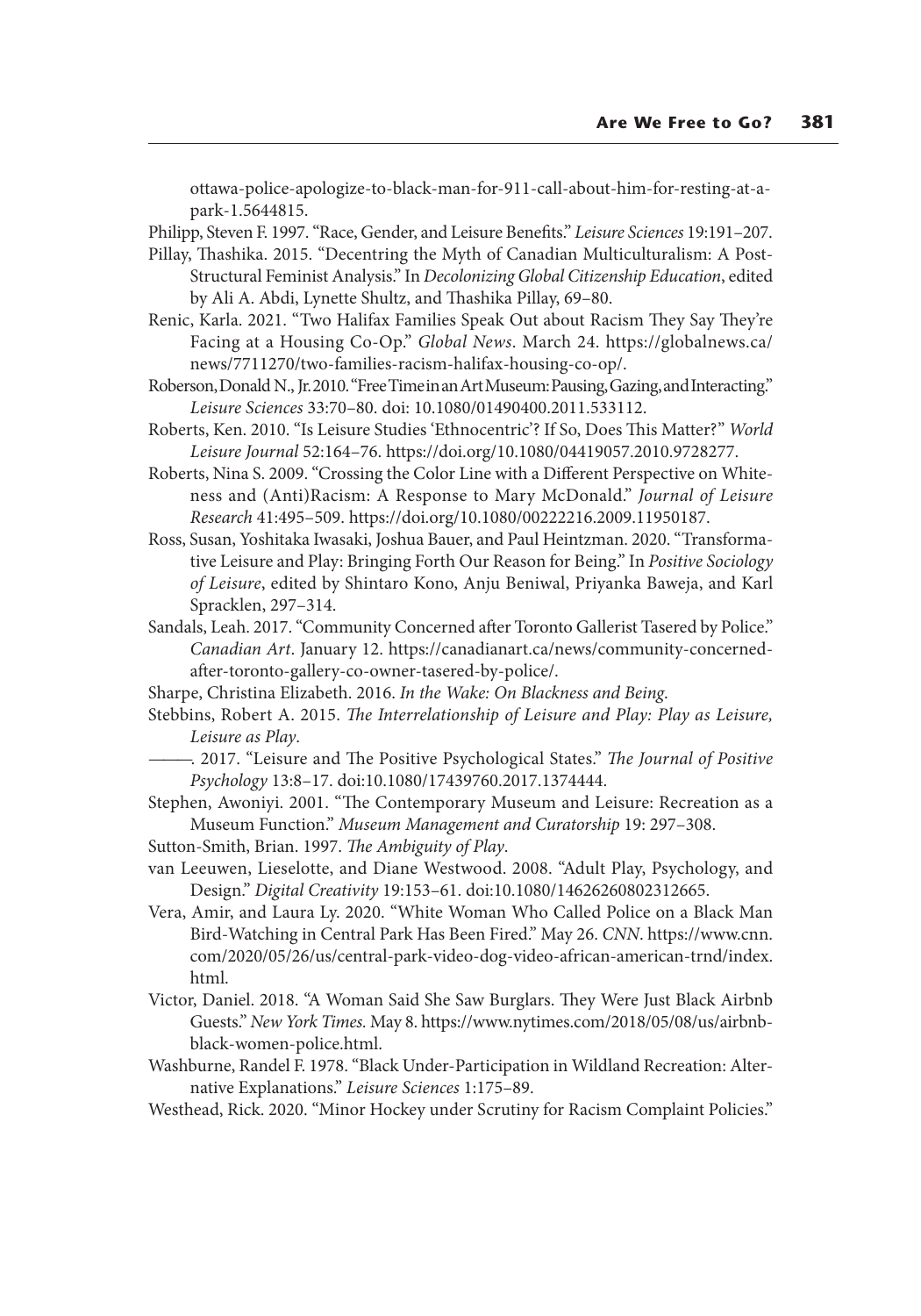ottawa-police-apologize-to-black-man-for-911-call-about-him-for-resting-at-a-park-1.5644815.

Philipp, Steven F. 1997. "Race, Gender, and Leisure Benefits." *Leisure Sciences* 19:191–207.

Pillay, Thashika. 2015. "Decentring the Myth of Canadian Multiculturalism: A Post-Structural Feminist Analysis." In *Decolonizing Global Citizenship Education*, edited by Ali A. Abdi, Lynette Shultz, and Thashika Pillay, 69–80.

Renic, Karla. 2021. "Two Halifax Families Speak Out about Racism They Say They're Facing at a Housing Co-Op." *Global News*. March 24. https://globalnews.ca/news/7711270/two-families-racism-halifax-housing-co-op/.

Roberson, Donald N., Jr. 2010. "Free Time in an Art Museum: Pausing, Gazing, and Interacting." *Leisure Sciences* 33:70–80. doi: 10.1080/01490400.2011.533112.

Roberts, Ken. 2010. "Is Leisure Studies 'Ethnocentric'? If So, Does This Matter?" *World Leisure Journal* 52:164–76. https://doi.org/10.1080/04419057.2010.9728277.

Roberts, Nina S. 2009. "Crossing the Color Line with a Different Perspective on Whiteness and (Anti)Racism: A Response to Mary McDonald." *Journal of Leisure Research* 41:495–509. https://doi.org/10.1080/00222216.2009.11950187.

Ross, Susan, Yoshitaka Iwasaki, Joshua Bauer, and Paul Heintzman. 2020. "Transformative Leisure and Play: Bringing Forth Our Reason for Being." In *Positive Sociology of Leisure*, edited by Shintaro Kono, Anju Beniwal, Priyanka Baweja, and Karl Spracklen, 297–314.

Sandals, Leah. 2017. "Community Concerned after Toronto Gallerist Tasered by Police." *Canadian Art*. January 12. https://canadianart.ca/news/community-concerned-after-toronto-gallery-co-owner-tasered-by-police/.

Sharpe, Christina Elizabeth. 2016. *In the Wake: On Blackness and Being*.

Stebbins, Robert A. 2015. *The Interrelationship of Leisure and Play: Play as Leisure, Leisure as Play*.

———. 2017. "Leisure and The Positive Psychological States." *The Journal of Positive Psychology* 13:8–17. doi:10.1080/17439760.2017.1374444.

Stephen, Awoniyi. 2001. "The Contemporary Museum and Leisure: Recreation as a Museum Function." *Museum Management and Curatorship* 19: 297–308.

Sutton-Smith, Brian. 1997. *The Ambiguity of Play*.

van Leeuwen, Lieselotte, and Diane Westwood. 2008. "Adult Play, Psychology, and Design." *Digital Creativity* 19:153–61. doi:10.1080/14626260802312665.

Vera, Amir, and Laura Ly. 2020. "White Woman Who Called Police on a Black Man Bird-Watching in Central Park Has Been Fired." May 26. *CNN*. https://www.cnn.com/2020/05/26/us/central-park-video-dog-video-african-american-trnd/index.html.

Victor, Daniel. 2018. "A Woman Said She Saw Burglars. They Were Just Black Airbnb Guests." *New York Times.* May 8. https://www.nytimes.com/2018/05/08/us/airbnb-black-women-police.html.

Washburne, Randel F. 1978. "Black Under-Participation in Wildland Recreation: Alternative Explanations." *Leisure Sciences* 1:175–89.

Westhead, Rick. 2020. "Minor Hockey under Scrutiny for Racism Complaint Policies."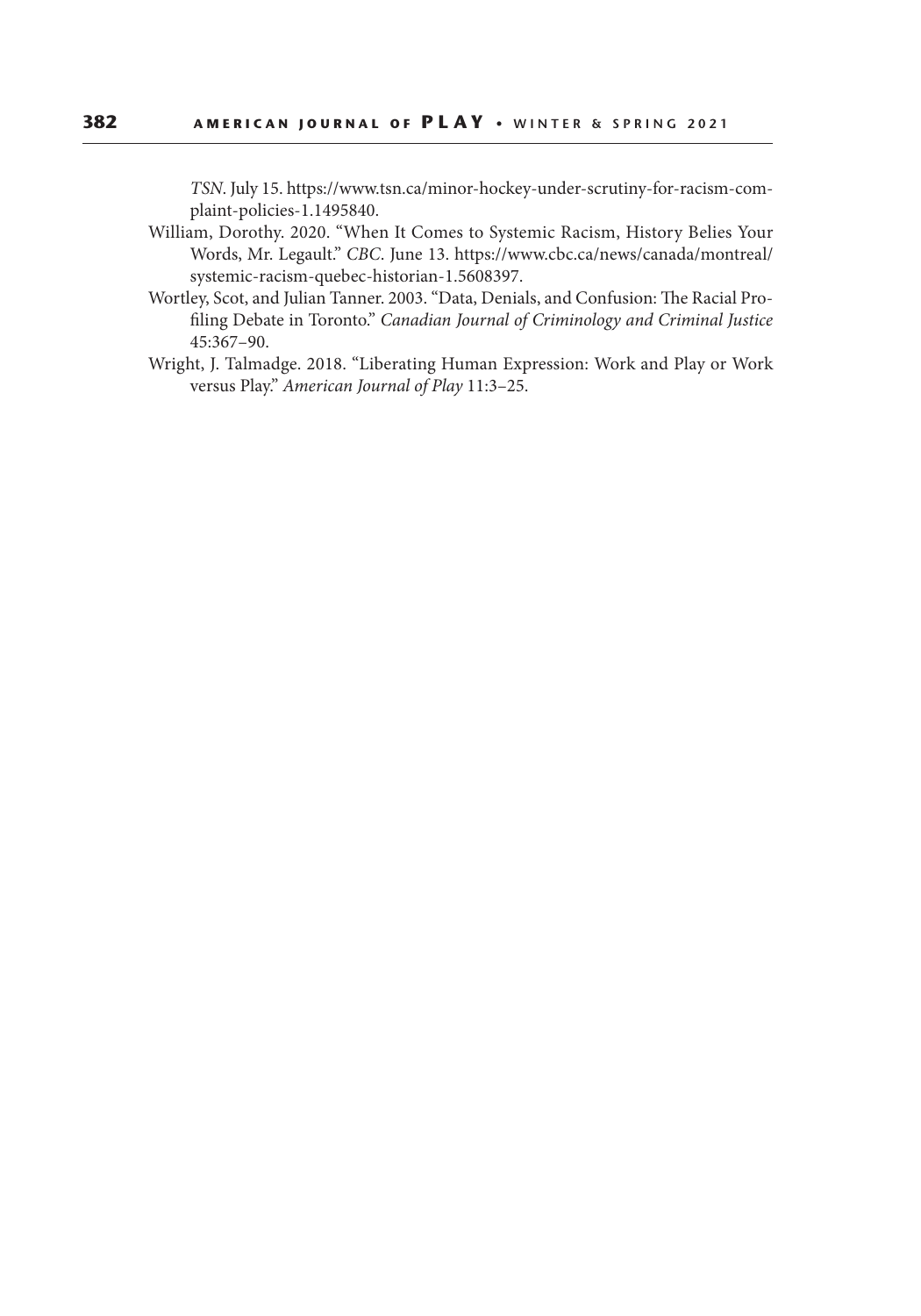*TSN*. July 15. https://www.tsn.ca/minor-hockey-under-scrutiny-for-racism-complaint-policies-1.1495840.

William, Dorothy. 2020. "When It Comes to Systemic Racism, History Belies Your Words, Mr. Legault." *CBC*. June 13. https://www.cbc.ca/news/canada/montreal/systemic-racism-quebec-historian-1.5608397.

Wortley, Scot, and Julian Tanner. 2003. "Data, Denials, and Confusion: The Racial Profiling Debate in Toronto." *Canadian Journal of Criminology and Criminal Justice* 45:367–90.

Wright, J. Talmadge. 2018. "Liberating Human Expression: Work and Play or Work versus Play." *American Journal of Play* 11:3–25.